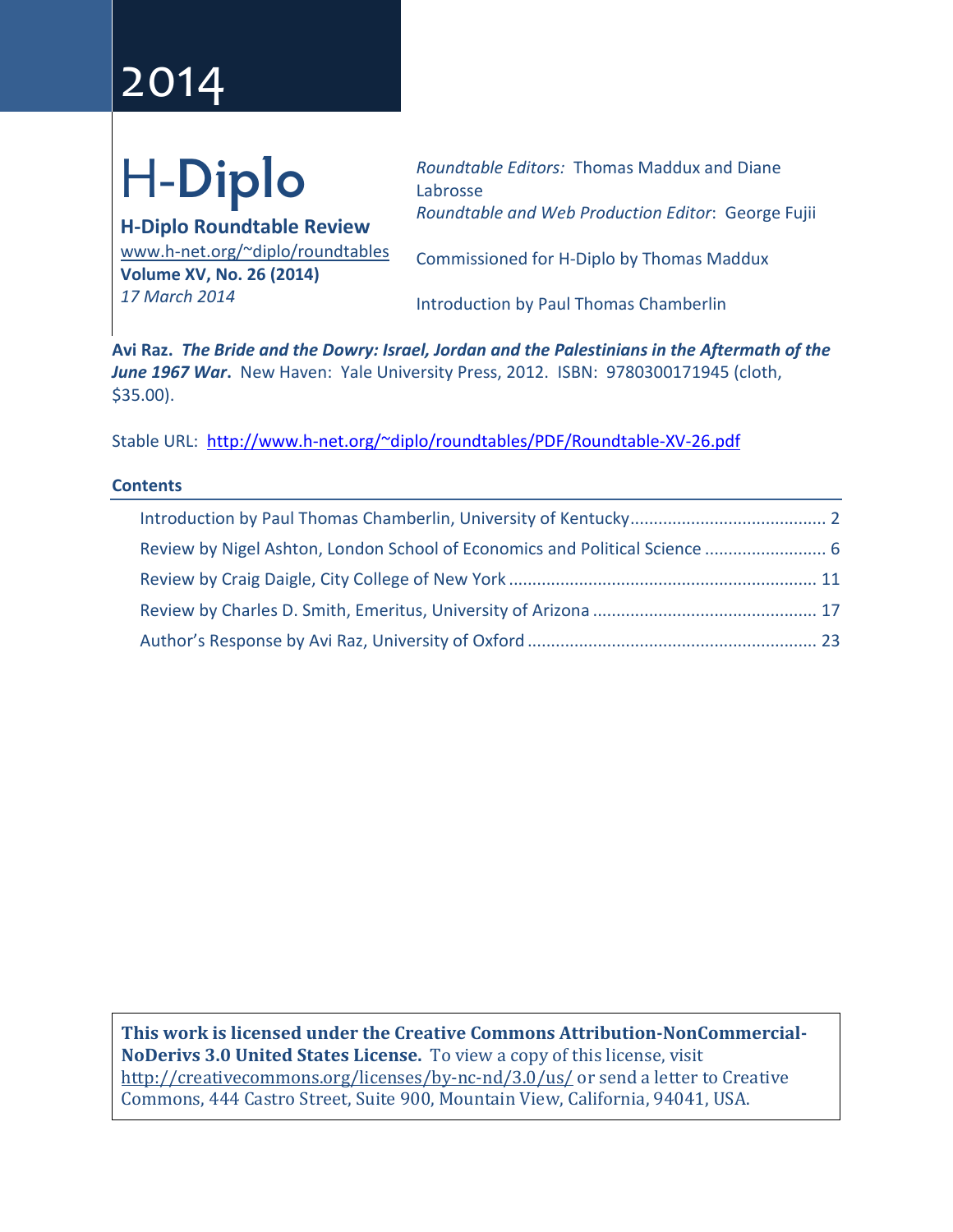2014

# H-Diplo

**H-Diplo Roundtable Review**
www.h-net.org/~diplo/roundtables
**Volume XV, No. 26 (2014)**
*17 March 2014*

*Roundtable Editors:* Thomas Maddux and Diane Labrosse
*Roundtable and Web Production Editor*: George Fujii

Commissioned for H-Diplo by Thomas Maddux

Introduction by Paul Thomas Chamberlin

**Avi Raz.** ***The Bride and the Dowry: Israel, Jordan and the Palestinians in the Aftermath of the June 1967 War*****.** New Haven: Yale University Press, 2012. ISBN: 9780300171945 (cloth, $35.00).

Stable URL: http://www.h-net.org/~diplo/roundtables/PDF/Roundtable-XV-26.pdf

## Contents

- Introduction by Paul Thomas Chamberlin, University of Kentucky .......... 2
- Review by Nigel Ashton, London School of Economics and Political Science .......... 6
- Review by Craig Daigle, City College of New York .......... 11
- Review by Charles D. Smith, Emeritus, University of Arizona .......... 17
- Author's Response by Avi Raz, University of Oxford .......... 23

**This work is licensed under the Creative Commons Attribution-NonCommercial-NoDerivs 3.0 United States License.** To view a copy of this license, visit http://creativecommons.org/licenses/by-nc-nd/3.0/us/ or send a letter to Creative Commons, 444 Castro Street, Suite 900, Mountain View, California, 94041, USA.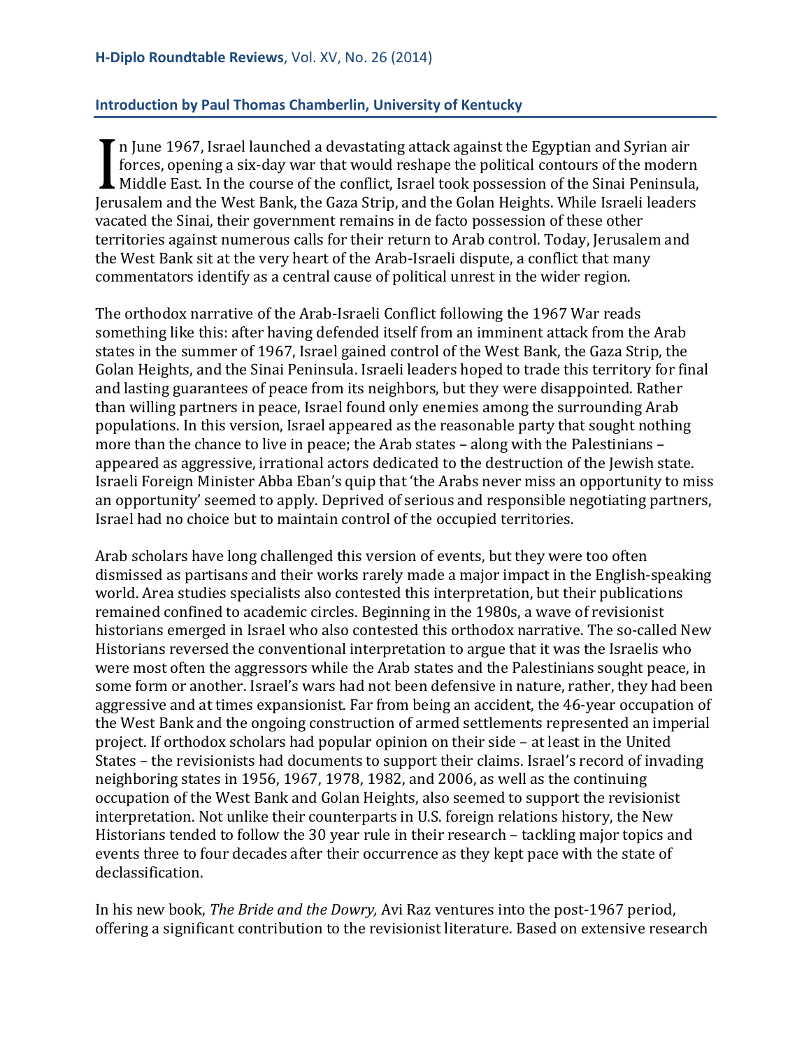## Introduction by Paul Thomas Chamberlin, University of Kentucky

In June 1967, Israel launched a devastating attack against the Egyptian and Syrian air forces, opening a six-day war that would reshape the political contours of the modern Middle East. In the course of the conflict, Israel took possession of the Sinai Peninsula, Jerusalem and the West Bank, the Gaza Strip, and the Golan Heights. While Israeli leaders vacated the Sinai, their government remains in de facto possession of these other territories against numerous calls for their return to Arab control. Today, Jerusalem and the West Bank sit at the very heart of the Arab-Israeli dispute, a conflict that many commentators identify as a central cause of political unrest in the wider region.

The orthodox narrative of the Arab-Israeli Conflict following the 1967 War reads something like this: after having defended itself from an imminent attack from the Arab states in the summer of 1967, Israel gained control of the West Bank, the Gaza Strip, the Golan Heights, and the Sinai Peninsula. Israeli leaders hoped to trade this territory for final and lasting guarantees of peace from its neighbors, but they were disappointed. Rather than willing partners in peace, Israel found only enemies among the surrounding Arab populations. In this version, Israel appeared as the reasonable party that sought nothing more than the chance to live in peace; the Arab states – along with the Palestinians – appeared as aggressive, irrational actors dedicated to the destruction of the Jewish state. Israeli Foreign Minister Abba Eban's quip that 'the Arabs never miss an opportunity to miss an opportunity' seemed to apply. Deprived of serious and responsible negotiating partners, Israel had no choice but to maintain control of the occupied territories.

Arab scholars have long challenged this version of events, but they were too often dismissed as partisans and their works rarely made a major impact in the English-speaking world. Area studies specialists also contested this interpretation, but their publications remained confined to academic circles. Beginning in the 1980s, a wave of revisionist historians emerged in Israel who also contested this orthodox narrative. The so-called New Historians reversed the conventional interpretation to argue that it was the Israelis who were most often the aggressors while the Arab states and the Palestinians sought peace, in some form or another. Israel's wars had not been defensive in nature, rather, they had been aggressive and at times expansionist. Far from being an accident, the 46-year occupation of the West Bank and the ongoing construction of armed settlements represented an imperial project. If orthodox scholars had popular opinion on their side – at least in the United States – the revisionists had documents to support their claims. Israel's record of invading neighboring states in 1956, 1967, 1978, 1982, and 2006, as well as the continuing occupation of the West Bank and Golan Heights, also seemed to support the revisionist interpretation. Not unlike their counterparts in U.S. foreign relations history, the New Historians tended to follow the 30 year rule in their research – tackling major topics and events three to four decades after their occurrence as they kept pace with the state of declassification.

In his new book, *The Bride and the Dowry,* Avi Raz ventures into the post-1967 period, offering a significant contribution to the revisionist literature. Based on extensive research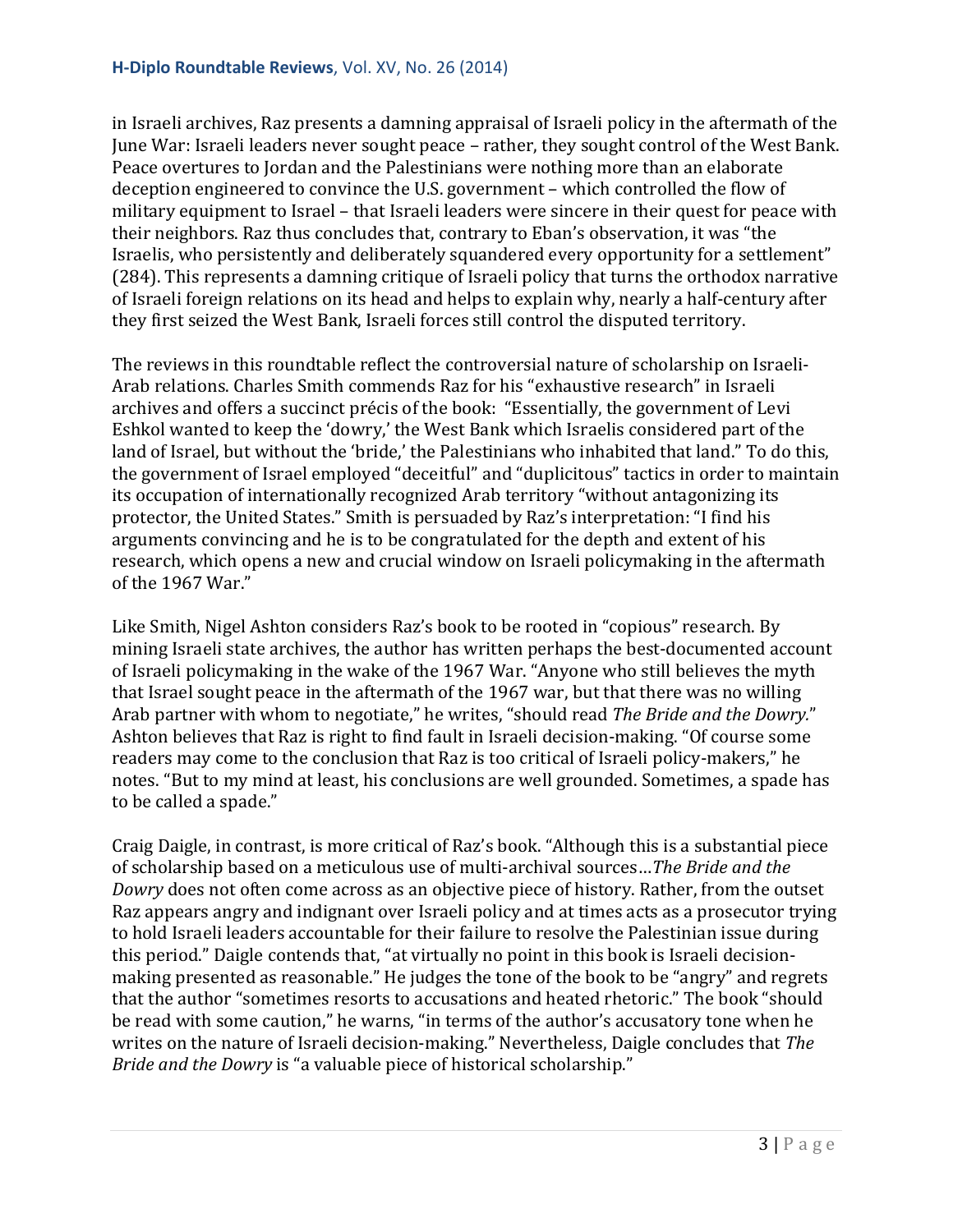in Israeli archives, Raz presents a damning appraisal of Israeli policy in the aftermath of the June War: Israeli leaders never sought peace – rather, they sought control of the West Bank. Peace overtures to Jordan and the Palestinians were nothing more than an elaborate deception engineered to convince the U.S. government – which controlled the flow of military equipment to Israel – that Israeli leaders were sincere in their quest for peace with their neighbors. Raz thus concludes that, contrary to Eban's observation, it was "the Israelis, who persistently and deliberately squandered every opportunity for a settlement" (284). This represents a damning critique of Israeli policy that turns the orthodox narrative of Israeli foreign relations on its head and helps to explain why, nearly a half-century after they first seized the West Bank, Israeli forces still control the disputed territory.

The reviews in this roundtable reflect the controversial nature of scholarship on Israeli-Arab relations. Charles Smith commends Raz for his "exhaustive research" in Israeli archives and offers a succinct précis of the book: "Essentially, the government of Levi Eshkol wanted to keep the 'dowry,' the West Bank which Israelis considered part of the land of Israel, but without the 'bride,' the Palestinians who inhabited that land." To do this, the government of Israel employed "deceitful" and "duplicitous" tactics in order to maintain its occupation of internationally recognized Arab territory "without antagonizing its protector, the United States." Smith is persuaded by Raz's interpretation: "I find his arguments convincing and he is to be congratulated for the depth and extent of his research, which opens a new and crucial window on Israeli policymaking in the aftermath of the 1967 War."

Like Smith, Nigel Ashton considers Raz's book to be rooted in "copious" research. By mining Israeli state archives, the author has written perhaps the best-documented account of Israeli policymaking in the wake of the 1967 War. "Anyone who still believes the myth that Israel sought peace in the aftermath of the 1967 war, but that there was no willing Arab partner with whom to negotiate," he writes, "should read *The Bride and the Dowry.*" Ashton believes that Raz is right to find fault in Israeli decision-making. "Of course some readers may come to the conclusion that Raz is too critical of Israeli policy-makers," he notes. "But to my mind at least, his conclusions are well grounded. Sometimes, a spade has to be called a spade."

Craig Daigle, in contrast, is more critical of Raz's book. "Although this is a substantial piece of scholarship based on a meticulous use of multi-archival sources…*The Bride and the Dowry* does not often come across as an objective piece of history. Rather, from the outset Raz appears angry and indignant over Israeli policy and at times acts as a prosecutor trying to hold Israeli leaders accountable for their failure to resolve the Palestinian issue during this period." Daigle contends that, "at virtually no point in this book is Israeli decision-making presented as reasonable." He judges the tone of the book to be "angry" and regrets that the author "sometimes resorts to accusations and heated rhetoric." The book "should be read with some caution," he warns, "in terms of the author's accusatory tone when he writes on the nature of Israeli decision-making." Nevertheless, Daigle concludes that *The Bride and the Dowry* is "a valuable piece of historical scholarship."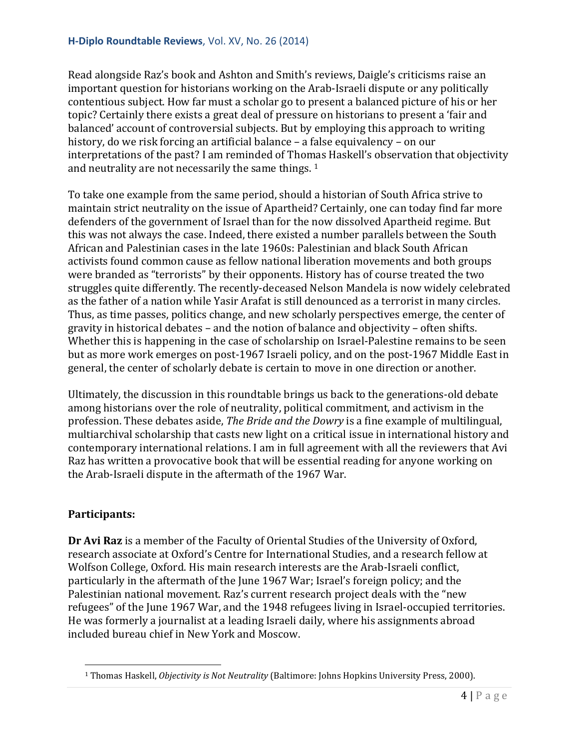Read alongside Raz's book and Ashton and Smith's reviews, Daigle's criticisms raise an important question for historians working on the Arab-Israeli dispute or any politically contentious subject. How far must a scholar go to present a balanced picture of his or her topic? Certainly there exists a great deal of pressure on historians to present a 'fair and balanced' account of controversial subjects. But by employing this approach to writing history, do we risk forcing an artificial balance – a false equivalency – on our interpretations of the past? I am reminded of Thomas Haskell's observation that objectivity and neutrality are not necessarily the same things. [1]

To take one example from the same period, should a historian of South Africa strive to maintain strict neutrality on the issue of Apartheid? Certainly, one can today find far more defenders of the government of Israel than for the now dissolved Apartheid regime. But this was not always the case. Indeed, there existed a number parallels between the South African and Palestinian cases in the late 1960s: Palestinian and black South African activists found common cause as fellow national liberation movements and both groups were branded as "terrorists" by their opponents. History has of course treated the two struggles quite differently. The recently-deceased Nelson Mandela is now widely celebrated as the father of a nation while Yasir Arafat is still denounced as a terrorist in many circles. Thus, as time passes, politics change, and new scholarly perspectives emerge, the center of gravity in historical debates – and the notion of balance and objectivity – often shifts. Whether this is happening in the case of scholarship on Israel-Palestine remains to be seen but as more work emerges on post-1967 Israeli policy, and on the post-1967 Middle East in general, the center of scholarly debate is certain to move in one direction or another.

Ultimately, the discussion in this roundtable brings us back to the generations-old debate among historians over the role of neutrality, political commitment, and activism in the profession. These debates aside, *The Bride and the Dowry* is a fine example of multilingual, multiarchival scholarship that casts new light on a critical issue in international history and contemporary international relations. I am in full agreement with all the reviewers that Avi Raz has written a provocative book that will be essential reading for anyone working on the Arab-Israeli dispute in the aftermath of the 1967 War.

**Participants:**

**Dr Avi Raz** is a member of the Faculty of Oriental Studies of the University of Oxford, research associate at Oxford's Centre for International Studies, and a research fellow at Wolfson College, Oxford. His main research interests are the Arab-Israeli conflict, particularly in the aftermath of the June 1967 War; Israel's foreign policy; and the Palestinian national movement. Raz's current research project deals with the "new refugees" of the June 1967 War, and the 1948 refugees living in Israel-occupied territories. He was formerly a journalist at a leading Israeli daily, where his assignments abroad included bureau chief in New York and Moscow.

---

[1] Thomas Haskell, *Objectivity is Not Neutrality* (Baltimore: Johns Hopkins University Press, 2000).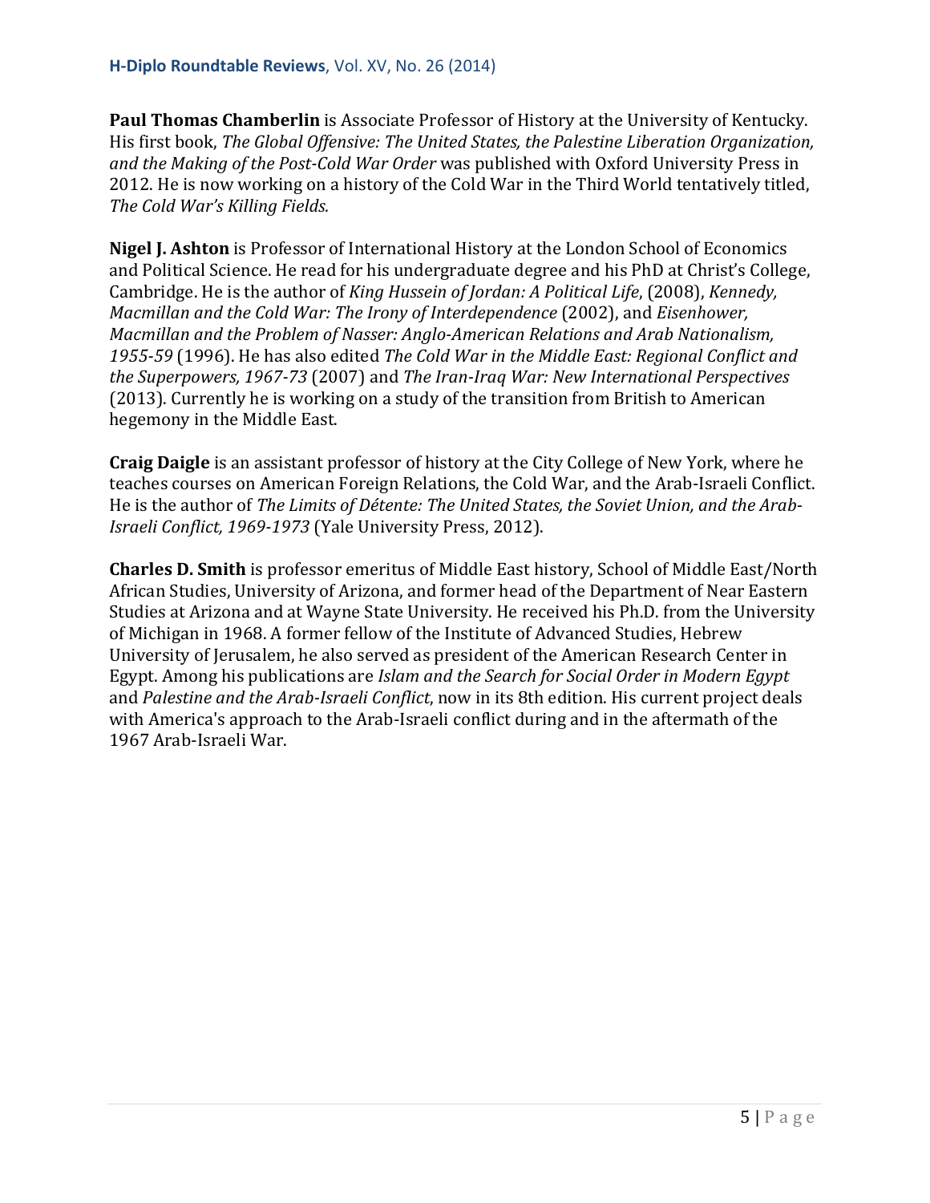**Paul Thomas Chamberlin** is Associate Professor of History at the University of Kentucky. His first book, *The Global Offensive: The United States, the Palestine Liberation Organization, and the Making of the Post-Cold War Order* was published with Oxford University Press in 2012. He is now working on a history of the Cold War in the Third World tentatively titled, *The Cold War's Killing Fields.*

**Nigel J. Ashton** is Professor of International History at the London School of Economics and Political Science. He read for his undergraduate degree and his PhD at Christ's College, Cambridge. He is the author of *King Hussein of Jordan: A Political Life*, (2008), *Kennedy, Macmillan and the Cold War: The Irony of Interdependence* (2002), and *Eisenhower, Macmillan and the Problem of Nasser: Anglo-American Relations and Arab Nationalism, 1955-59* (1996). He has also edited *The Cold War in the Middle East: Regional Conflict and the Superpowers, 1967-73* (2007) and *The Iran-Iraq War: New International Perspectives* (2013). Currently he is working on a study of the transition from British to American hegemony in the Middle East.

**Craig Daigle** is an assistant professor of history at the City College of New York, where he teaches courses on American Foreign Relations, the Cold War, and the Arab-Israeli Conflict. He is the author of *The Limits of Détente: The United States, the Soviet Union, and the Arab-Israeli Conflict, 1969-1973* (Yale University Press, 2012).

**Charles D. Smith** is professor emeritus of Middle East history, School of Middle East/North African Studies, University of Arizona, and former head of the Department of Near Eastern Studies at Arizona and at Wayne State University. He received his Ph.D. from the University of Michigan in 1968. A former fellow of the Institute of Advanced Studies, Hebrew University of Jerusalem, he also served as president of the American Research Center in Egypt. Among his publications are *Islam and the Search for Social Order in Modern Egypt* and *Palestine and the Arab-Israeli Conflict*, now in its 8th edition. His current project deals with America's approach to the Arab-Israeli conflict during and in the aftermath of the 1967 Arab-Israeli War.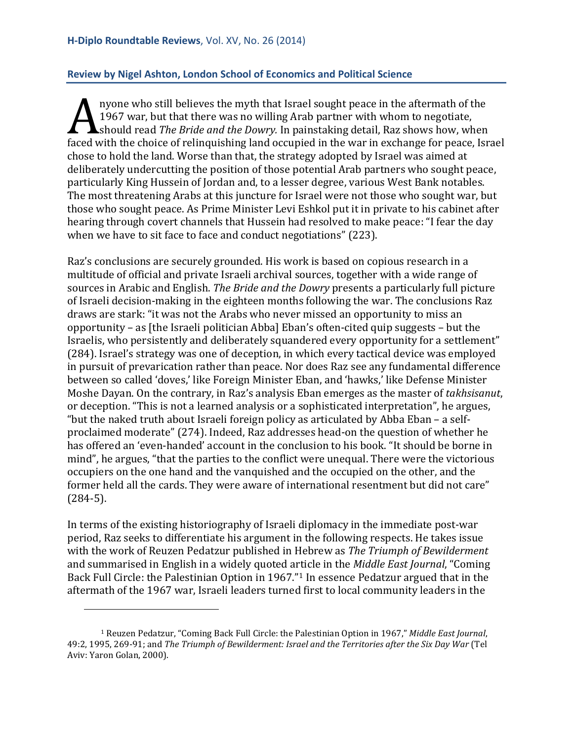### Review by Nigel Ashton, London School of Economics and Political Science

Anyone who still believes the myth that Israel sought peace in the aftermath of the 1967 war, but that there was no willing Arab partner with whom to negotiate, should read *The Bride and the Dowry.* In painstaking detail, Raz shows how, when faced with the choice of relinquishing land occupied in the war in exchange for peace, Israel chose to hold the land. Worse than that, the strategy adopted by Israel was aimed at deliberately undercutting the position of those potential Arab partners who sought peace, particularly King Hussein of Jordan and, to a lesser degree, various West Bank notables. The most threatening Arabs at this juncture for Israel were not those who sought war, but those who sought peace. As Prime Minister Levi Eshkol put it in private to his cabinet after hearing through covert channels that Hussein had resolved to make peace: "I fear the day when we have to sit face to face and conduct negotiations" (223).

Raz's conclusions are securely grounded. His work is based on copious research in a multitude of official and private Israeli archival sources, together with a wide range of sources in Arabic and English. *The Bride and the Dowry* presents a particularly full picture of Israeli decision-making in the eighteen months following the war. The conclusions Raz draws are stark: "it was not the Arabs who never missed an opportunity to miss an opportunity – as [the Israeli politician Abba] Eban's often-cited quip suggests – but the Israelis, who persistently and deliberately squandered every opportunity for a settlement" (284). Israel's strategy was one of deception, in which every tactical device was employed in pursuit of prevarication rather than peace. Nor does Raz see any fundamental difference between so called 'doves,' like Foreign Minister Eban, and 'hawks,' like Defense Minister Moshe Dayan. On the contrary, in Raz's analysis Eban emerges as the master of *takhsisanut*, or deception. "This is not a learned analysis or a sophisticated interpretation", he argues, "but the naked truth about Israeli foreign policy as articulated by Abba Eban – a self-proclaimed moderate" (274). Indeed, Raz addresses head-on the question of whether he has offered an 'even-handed' account in the conclusion to his book. "It should be borne in mind", he argues, "that the parties to the conflict were unequal. There were the victorious occupiers on the one hand and the vanquished and the occupied on the other, and the former held all the cards. They were aware of international resentment but did not care" (284-5).

In terms of the existing historiography of Israeli diplomacy in the immediate post-war period, Raz seeks to differentiate his argument in the following respects. He takes issue with the work of Reuzen Pedatzur published in Hebrew as *The Triumph of Bewilderment* and summarised in English in a widely quoted article in the *Middle East Journal*, "Coming Back Full Circle: the Palestinian Option in 1967."[1] In essence Pedatzur argued that in the aftermath of the 1967 war, Israeli leaders turned first to local community leaders in the

---

[1] Reuzen Pedatzur, "Coming Back Full Circle: the Palestinian Option in 1967," *Middle East Journal*, 49:2, 1995, 269-91; and *The Triumph of Bewilderment: Israel and the Territories after the Six Day War* (Tel Aviv: Yaron Golan, 2000).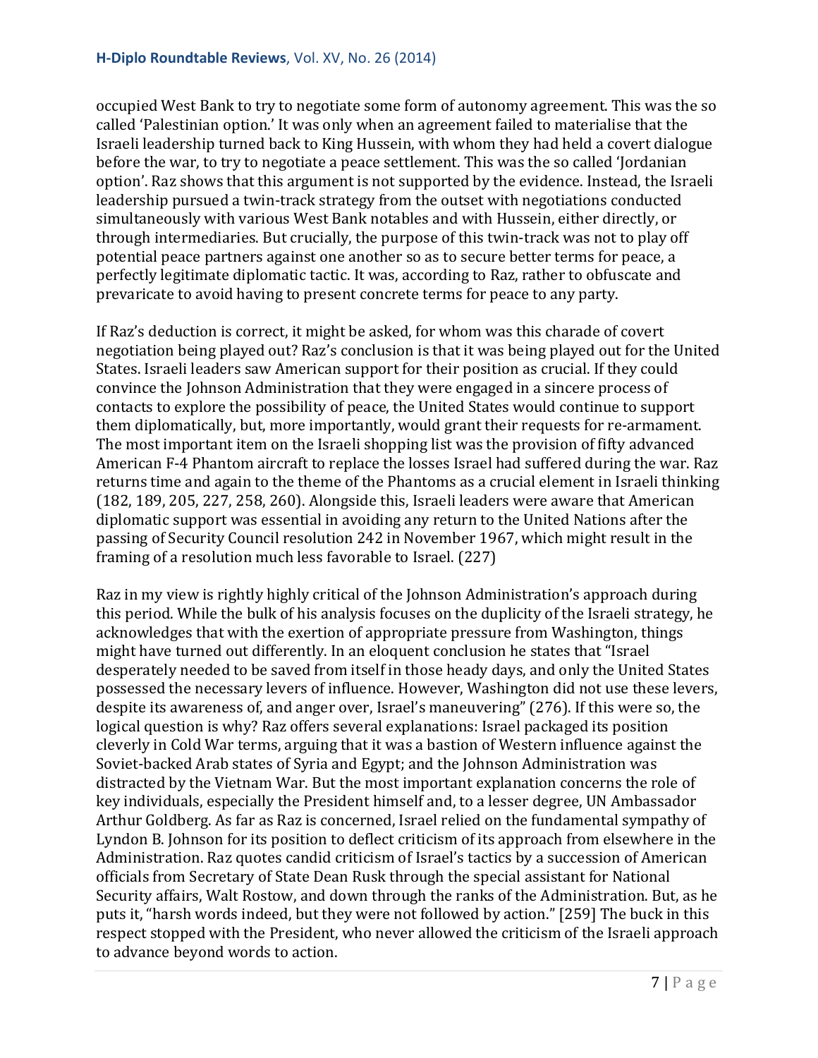occupied West Bank to try to negotiate some form of autonomy agreement. This was the so called 'Palestinian option.' It was only when an agreement failed to materialise that the Israeli leadership turned back to King Hussein, with whom they had held a covert dialogue before the war, to try to negotiate a peace settlement. This was the so called 'Jordanian option'. Raz shows that this argument is not supported by the evidence. Instead, the Israeli leadership pursued a twin-track strategy from the outset with negotiations conducted simultaneously with various West Bank notables and with Hussein, either directly, or through intermediaries. But crucially, the purpose of this twin-track was not to play off potential peace partners against one another so as to secure better terms for peace, a perfectly legitimate diplomatic tactic. It was, according to Raz, rather to obfuscate and prevaricate to avoid having to present concrete terms for peace to any party.

If Raz's deduction is correct, it might be asked, for whom was this charade of covert negotiation being played out? Raz's conclusion is that it was being played out for the United States. Israeli leaders saw American support for their position as crucial. If they could convince the Johnson Administration that they were engaged in a sincere process of contacts to explore the possibility of peace, the United States would continue to support them diplomatically, but, more importantly, would grant their requests for re-armament. The most important item on the Israeli shopping list was the provision of fifty advanced American F-4 Phantom aircraft to replace the losses Israel had suffered during the war. Raz returns time and again to the theme of the Phantoms as a crucial element in Israeli thinking (182, 189, 205, 227, 258, 260). Alongside this, Israeli leaders were aware that American diplomatic support was essential in avoiding any return to the United Nations after the passing of Security Council resolution 242 in November 1967, which might result in the framing of a resolution much less favorable to Israel. (227)

Raz in my view is rightly highly critical of the Johnson Administration's approach during this period. While the bulk of his analysis focuses on the duplicity of the Israeli strategy, he acknowledges that with the exertion of appropriate pressure from Washington, things might have turned out differently. In an eloquent conclusion he states that "Israel desperately needed to be saved from itself in those heady days, and only the United States possessed the necessary levers of influence. However, Washington did not use these levers, despite its awareness of, and anger over, Israel's maneuvering" (276). If this were so, the logical question is why? Raz offers several explanations: Israel packaged its position cleverly in Cold War terms, arguing that it was a bastion of Western influence against the Soviet-backed Arab states of Syria and Egypt; and the Johnson Administration was distracted by the Vietnam War. But the most important explanation concerns the role of key individuals, especially the President himself and, to a lesser degree, UN Ambassador Arthur Goldberg. As far as Raz is concerned, Israel relied on the fundamental sympathy of Lyndon B. Johnson for its position to deflect criticism of its approach from elsewhere in the Administration. Raz quotes candid criticism of Israel's tactics by a succession of American officials from Secretary of State Dean Rusk through the special assistant for National Security affairs, Walt Rostow, and down through the ranks of the Administration. But, as he puts it, "harsh words indeed, but they were not followed by action." [259] The buck in this respect stopped with the President, who never allowed the criticism of the Israeli approach to advance beyond words to action.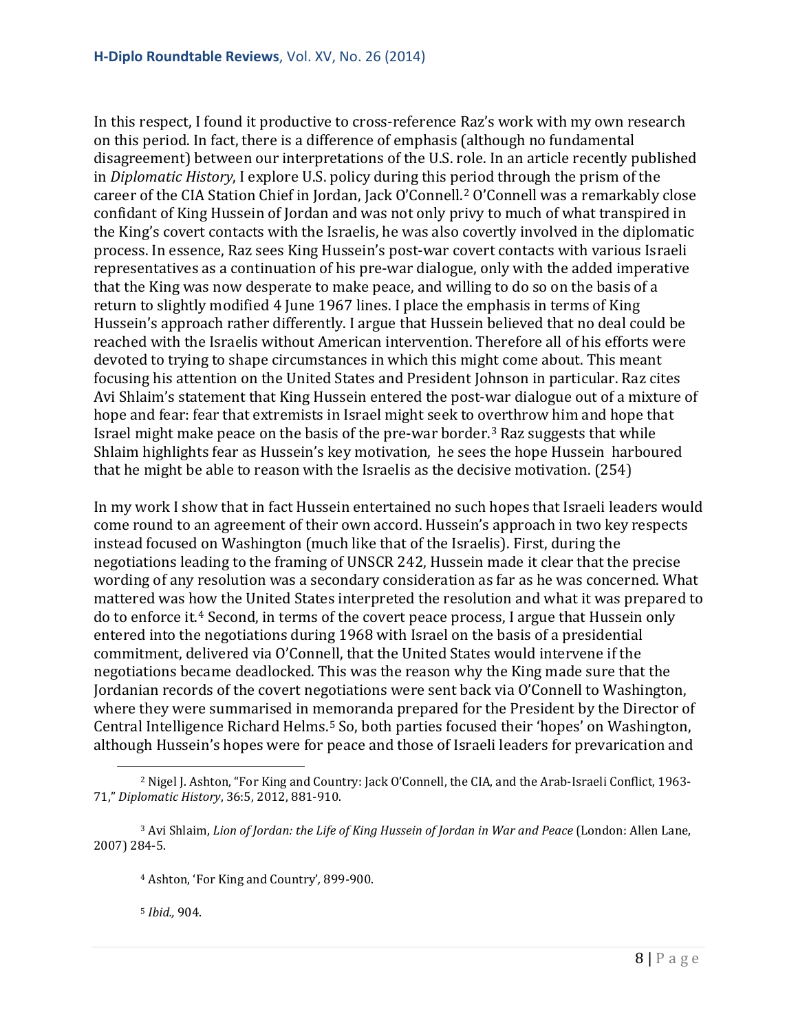In this respect, I found it productive to cross-reference Raz's work with my own research on this period. In fact, there is a difference of emphasis (although no fundamental disagreement) between our interpretations of the U.S. role. In an article recently published in *Diplomatic History*, I explore U.S. policy during this period through the prism of the career of the CIA Station Chief in Jordan, Jack O'Connell.[2] O'Connell was a remarkably close confidant of King Hussein of Jordan and was not only privy to much of what transpired in the King's covert contacts with the Israelis, he was also covertly involved in the diplomatic process. In essence, Raz sees King Hussein's post-war covert contacts with various Israeli representatives as a continuation of his pre-war dialogue, only with the added imperative that the King was now desperate to make peace, and willing to do so on the basis of a return to slightly modified 4 June 1967 lines. I place the emphasis in terms of King Hussein's approach rather differently. I argue that Hussein believed that no deal could be reached with the Israelis without American intervention. Therefore all of his efforts were devoted to trying to shape circumstances in which this might come about. This meant focusing his attention on the United States and President Johnson in particular. Raz cites Avi Shlaim's statement that King Hussein entered the post-war dialogue out of a mixture of hope and fear: fear that extremists in Israel might seek to overthrow him and hope that Israel might make peace on the basis of the pre-war border.[3] Raz suggests that while Shlaim highlights fear as Hussein's key motivation, he sees the hope Hussein harboured that he might be able to reason with the Israelis as the decisive motivation. (254)

In my work I show that in fact Hussein entertained no such hopes that Israeli leaders would come round to an agreement of their own accord. Hussein's approach in two key respects instead focused on Washington (much like that of the Israelis). First, during the negotiations leading to the framing of UNSCR 242, Hussein made it clear that the precise wording of any resolution was a secondary consideration as far as he was concerned. What mattered was how the United States interpreted the resolution and what it was prepared to do to enforce it.[4] Second, in terms of the covert peace process, I argue that Hussein only entered into the negotiations during 1968 with Israel on the basis of a presidential commitment, delivered via O'Connell, that the United States would intervene if the negotiations became deadlocked. This was the reason why the King made sure that the Jordanian records of the covert negotiations were sent back via O'Connell to Washington, where they were summarised in memoranda prepared for the President by the Director of Central Intelligence Richard Helms.[5] So, both parties focused their 'hopes' on Washington, although Hussein's hopes were for peace and those of Israeli leaders for prevarication and

---

[2] Nigel J. Ashton, "For King and Country: Jack O'Connell, the CIA, and the Arab-Israeli Conflict, 1963-71," *Diplomatic History*, 36:5, 2012, 881-910.

[3] Avi Shlaim, *Lion of Jordan: the Life of King Hussein of Jordan in War and Peace* (London: Allen Lane, 2007) 284-5.

[4] Ashton, 'For King and Country', 899-900.

[5] *Ibid.,* 904.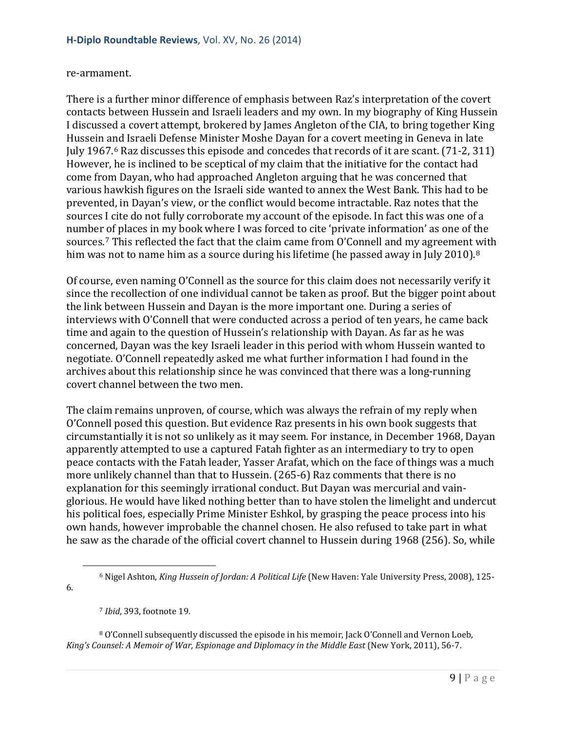re-armament.

There is a further minor difference of emphasis between Raz's interpretation of the covert contacts between Hussein and Israeli leaders and my own. In my biography of King Hussein I discussed a covert attempt, brokered by James Angleton of the CIA, to bring together King Hussein and Israeli Defense Minister Moshe Dayan for a covert meeting in Geneva in late July 1967.[6] Raz discusses this episode and concedes that records of it are scant. (71-2, 311) However, he is inclined to be sceptical of my claim that the initiative for the contact had come from Dayan, who had approached Angleton arguing that he was concerned that various hawkish figures on the Israeli side wanted to annex the West Bank. This had to be prevented, in Dayan's view, or the conflict would become intractable. Raz notes that the sources I cite do not fully corroborate my account of the episode. In fact this was one of a number of places in my book where I was forced to cite 'private information' as one of the sources.[7] This reflected the fact that the claim came from O'Connell and my agreement with him was not to name him as a source during his lifetime (he passed away in July 2010).[8]

Of course, even naming O'Connell as the source for this claim does not necessarily verify it since the recollection of one individual cannot be taken as proof. But the bigger point about the link between Hussein and Dayan is the more important one. During a series of interviews with O'Connell that were conducted across a period of ten years, he came back time and again to the question of Hussein's relationship with Dayan. As far as he was concerned, Dayan was the key Israeli leader in this period with whom Hussein wanted to negotiate. O'Connell repeatedly asked me what further information I had found in the archives about this relationship since he was convinced that there was a long-running covert channel between the two men.

The claim remains unproven, of course, which was always the refrain of my reply when O'Connell posed this question. But evidence Raz presents in his own book suggests that circumstantially it is not so unlikely as it may seem. For instance, in December 1968, Dayan apparently attempted to use a captured Fatah fighter as an intermediary to try to open peace contacts with the Fatah leader, Yasser Arafat, which on the face of things was a much more unlikely channel than that to Hussein. (265-6) Raz comments that there is no explanation for this seemingly irrational conduct. But Dayan was mercurial and vain-glorious. He would have liked nothing better than to have stolen the limelight and undercut his political foes, especially Prime Minister Eshkol, by grasping the peace process into his own hands, however improbable the channel chosen. He also refused to take part in what he saw as the charade of the official covert channel to Hussein during 1968 (256). So, while

[6] Nigel Ashton, *King Hussein of Jordan: A Political Life* (New Haven: Yale University Press, 2008), 125-6.

[7] *Ibid*, 393, footnote 19.

[8] O'Connell subsequently discussed the episode in his memoir, Jack O'Connell and Vernon Loeb, *King's Counsel: A Memoir of War, Espionage and Diplomacy in the Middle East* (New York, 2011), 56-7.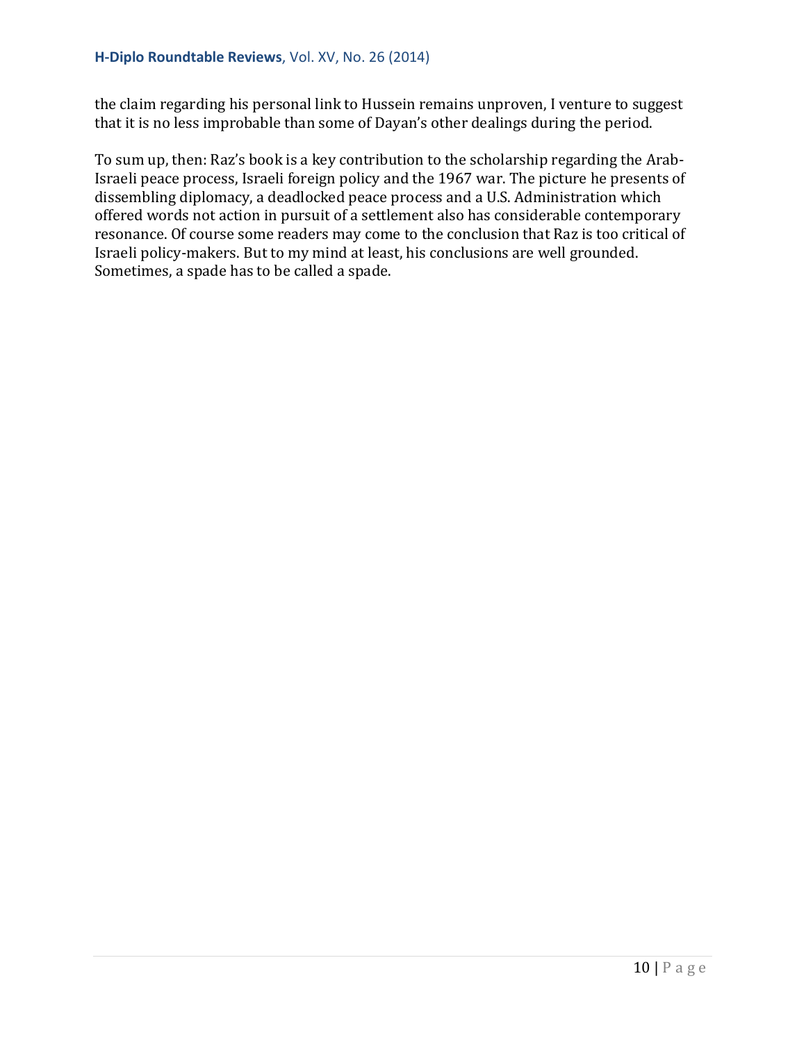the claim regarding his personal link to Hussein remains unproven, I venture to suggest that it is no less improbable than some of Dayan's other dealings during the period.

To sum up, then: Raz's book is a key contribution to the scholarship regarding the Arab-Israeli peace process, Israeli foreign policy and the 1967 war. The picture he presents of dissembling diplomacy, a deadlocked peace process and a U.S. Administration which offered words not action in pursuit of a settlement also has considerable contemporary resonance. Of course some readers may come to the conclusion that Raz is too critical of Israeli policy-makers. But to my mind at least, his conclusions are well grounded. Sometimes, a spade has to be called a spade.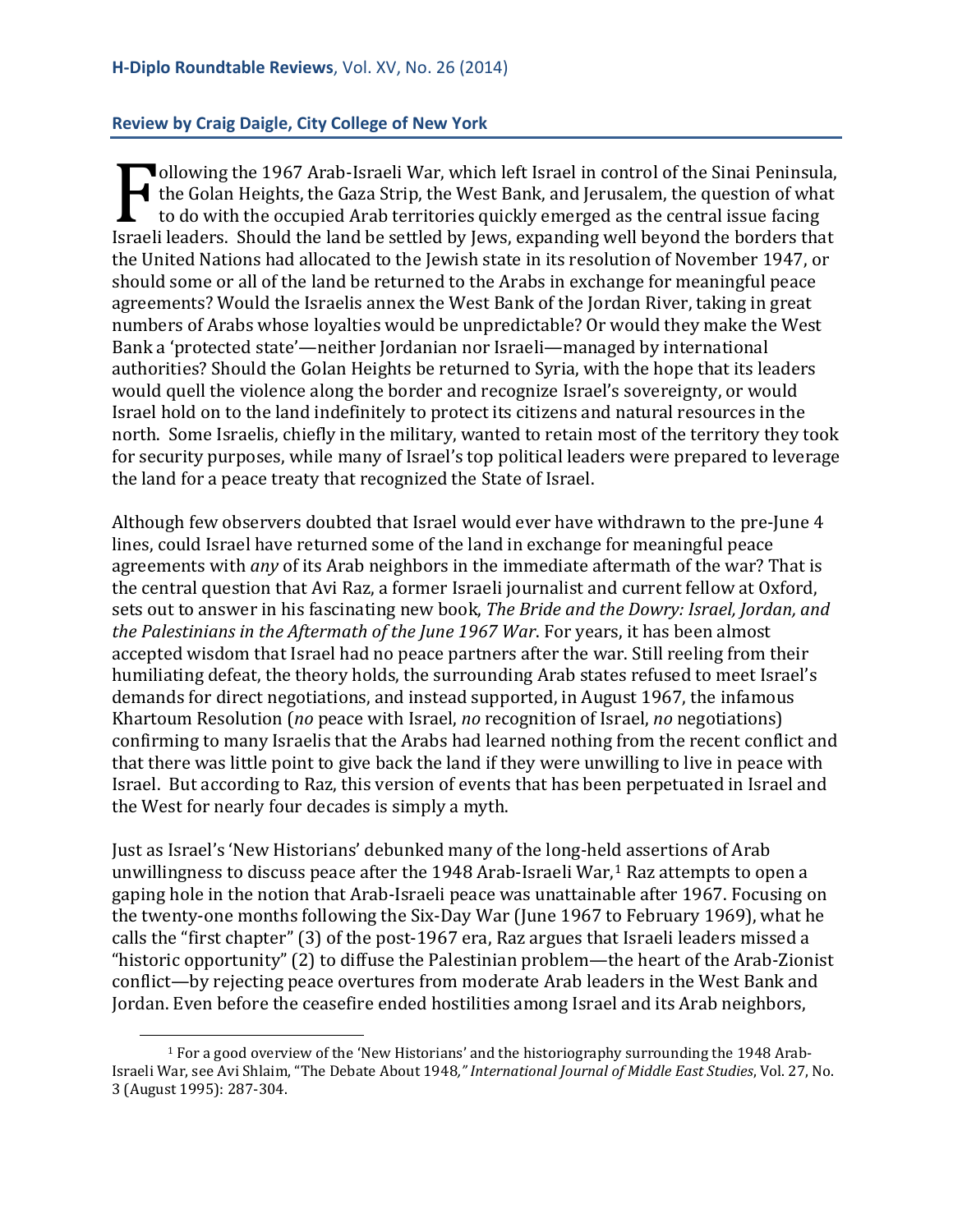## Review by Craig Daigle, City College of New York

Following the 1967 Arab-Israeli War, which left Israel in control of the Sinai Peninsula, the Golan Heights, the Gaza Strip, the West Bank, and Jerusalem, the question of what to do with the occupied Arab territories quickly emerged as the central issue facing Israeli leaders. Should the land be settled by Jews, expanding well beyond the borders that the United Nations had allocated to the Jewish state in its resolution of November 1947, or should some or all of the land be returned to the Arabs in exchange for meaningful peace agreements? Would the Israelis annex the West Bank of the Jordan River, taking in great numbers of Arabs whose loyalties would be unpredictable? Or would they make the West Bank a 'protected state'—neither Jordanian nor Israeli—managed by international authorities? Should the Golan Heights be returned to Syria, with the hope that its leaders would quell the violence along the border and recognize Israel's sovereignty, or would Israel hold on to the land indefinitely to protect its citizens and natural resources in the north. Some Israelis, chiefly in the military, wanted to retain most of the territory they took for security purposes, while many of Israel's top political leaders were prepared to leverage the land for a peace treaty that recognized the State of Israel.

Although few observers doubted that Israel would ever have withdrawn to the pre-June 4 lines, could Israel have returned some of the land in exchange for meaningful peace agreements with *any* of its Arab neighbors in the immediate aftermath of the war? That is the central question that Avi Raz, a former Israeli journalist and current fellow at Oxford, sets out to answer in his fascinating new book, *The Bride and the Dowry: Israel, Jordan, and the Palestinians in the Aftermath of the June 1967 War*. For years, it has been almost accepted wisdom that Israel had no peace partners after the war. Still reeling from their humiliating defeat, the theory holds, the surrounding Arab states refused to meet Israel's demands for direct negotiations, and instead supported, in August 1967, the infamous Khartoum Resolution (*no* peace with Israel, *no* recognition of Israel, *no* negotiations) confirming to many Israelis that the Arabs had learned nothing from the recent conflict and that there was little point to give back the land if they were unwilling to live in peace with Israel. But according to Raz, this version of events that has been perpetuated in Israel and the West for nearly four decades is simply a myth.

Just as Israel's 'New Historians' debunked many of the long-held assertions of Arab unwillingness to discuss peace after the 1948 Arab-Israeli War,[1] Raz attempts to open a gaping hole in the notion that Arab-Israeli peace was unattainable after 1967. Focusing on the twenty-one months following the Six-Day War (June 1967 to February 1969), what he calls the "first chapter" (3) of the post-1967 era, Raz argues that Israeli leaders missed a "historic opportunity" (2) to diffuse the Palestinian problem—the heart of the Arab-Zionist conflict—by rejecting peace overtures from moderate Arab leaders in the West Bank and Jordan. Even before the ceasefire ended hostilities among Israel and its Arab neighbors,

[1] For a good overview of the 'New Historians' and the historiography surrounding the 1948 Arab-Israeli War, see Avi Shlaim, "The Debate About 1948," *International Journal of Middle East Studies*, Vol. 27, No. 3 (August 1995): 287-304.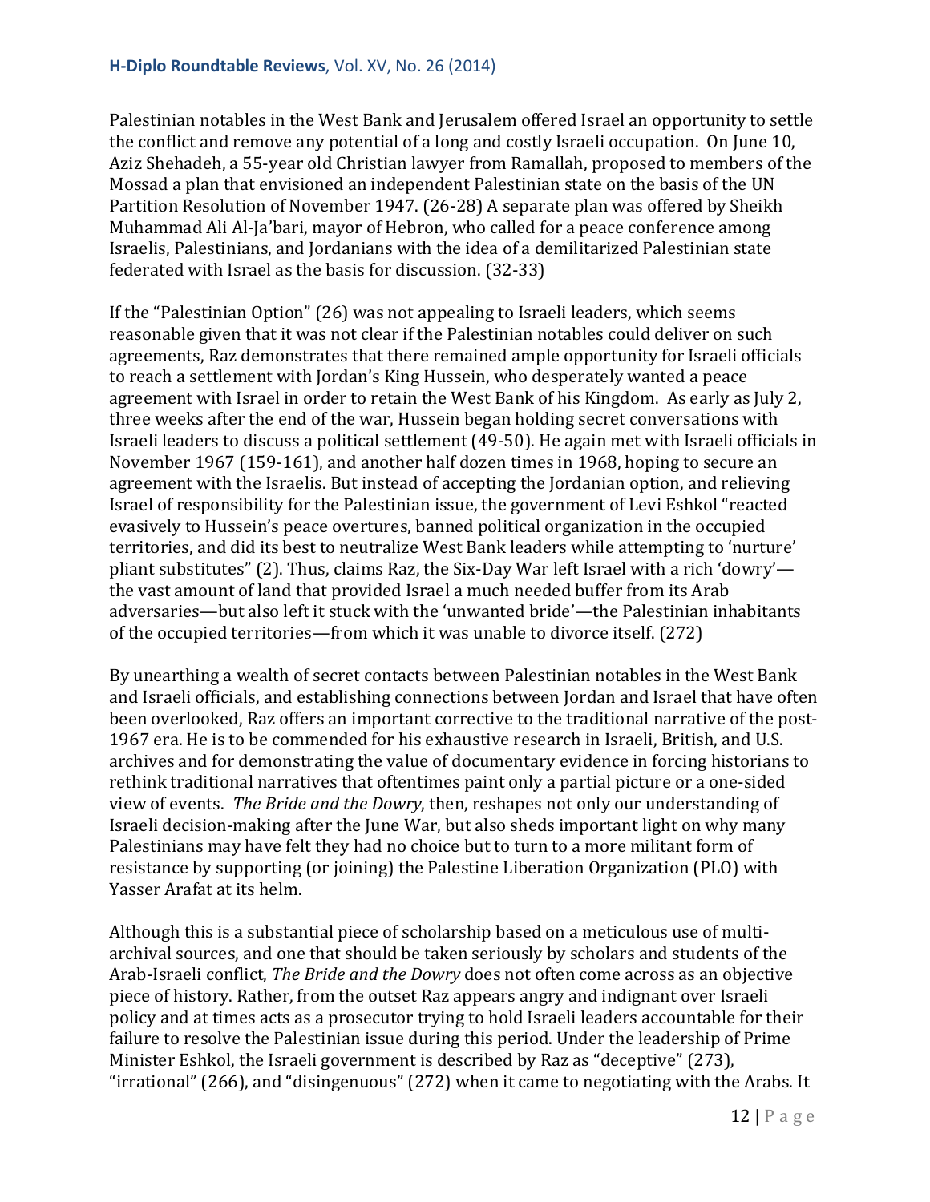Palestinian notables in the West Bank and Jerusalem offered Israel an opportunity to settle the conflict and remove any potential of a long and costly Israeli occupation. On June 10, Aziz Shehadeh, a 55-year old Christian lawyer from Ramallah, proposed to members of the Mossad a plan that envisioned an independent Palestinian state on the basis of the UN Partition Resolution of November 1947. (26-28) A separate plan was offered by Sheikh Muhammad Ali Al-Ja'bari, mayor of Hebron, who called for a peace conference among Israelis, Palestinians, and Jordanians with the idea of a demilitarized Palestinian state federated with Israel as the basis for discussion. (32-33)

If the "Palestinian Option" (26) was not appealing to Israeli leaders, which seems reasonable given that it was not clear if the Palestinian notables could deliver on such agreements, Raz demonstrates that there remained ample opportunity for Israeli officials to reach a settlement with Jordan's King Hussein, who desperately wanted a peace agreement with Israel in order to retain the West Bank of his Kingdom. As early as July 2, three weeks after the end of the war, Hussein began holding secret conversations with Israeli leaders to discuss a political settlement (49-50). He again met with Israeli officials in November 1967 (159-161), and another half dozen times in 1968, hoping to secure an agreement with the Israelis. But instead of accepting the Jordanian option, and relieving Israel of responsibility for the Palestinian issue, the government of Levi Eshkol "reacted evasively to Hussein's peace overtures, banned political organization in the occupied territories, and did its best to neutralize West Bank leaders while attempting to 'nurture' pliant substitutes" (2). Thus, claims Raz, the Six-Day War left Israel with a rich 'dowry'—the vast amount of land that provided Israel a much needed buffer from its Arab adversaries—but also left it stuck with the 'unwanted bride'—the Palestinian inhabitants of the occupied territories—from which it was unable to divorce itself. (272)

By unearthing a wealth of secret contacts between Palestinian notables in the West Bank and Israeli officials, and establishing connections between Jordan and Israel that have often been overlooked, Raz offers an important corrective to the traditional narrative of the post-1967 era. He is to be commended for his exhaustive research in Israeli, British, and U.S. archives and for demonstrating the value of documentary evidence in forcing historians to rethink traditional narratives that oftentimes paint only a partial picture or a one-sided view of events. *The Bride and the Dowry*, then, reshapes not only our understanding of Israeli decision-making after the June War, but also sheds important light on why many Palestinians may have felt they had no choice but to turn to a more militant form of resistance by supporting (or joining) the Palestine Liberation Organization (PLO) with Yasser Arafat at its helm.

Although this is a substantial piece of scholarship based on a meticulous use of multi-archival sources, and one that should be taken seriously by scholars and students of the Arab-Israeli conflict, *The Bride and the Dowry* does not often come across as an objective piece of history. Rather, from the outset Raz appears angry and indignant over Israeli policy and at times acts as a prosecutor trying to hold Israeli leaders accountable for their failure to resolve the Palestinian issue during this period. Under the leadership of Prime Minister Eshkol, the Israeli government is described by Raz as "deceptive" (273), "irrational" (266), and "disingenuous" (272) when it came to negotiating with the Arabs. It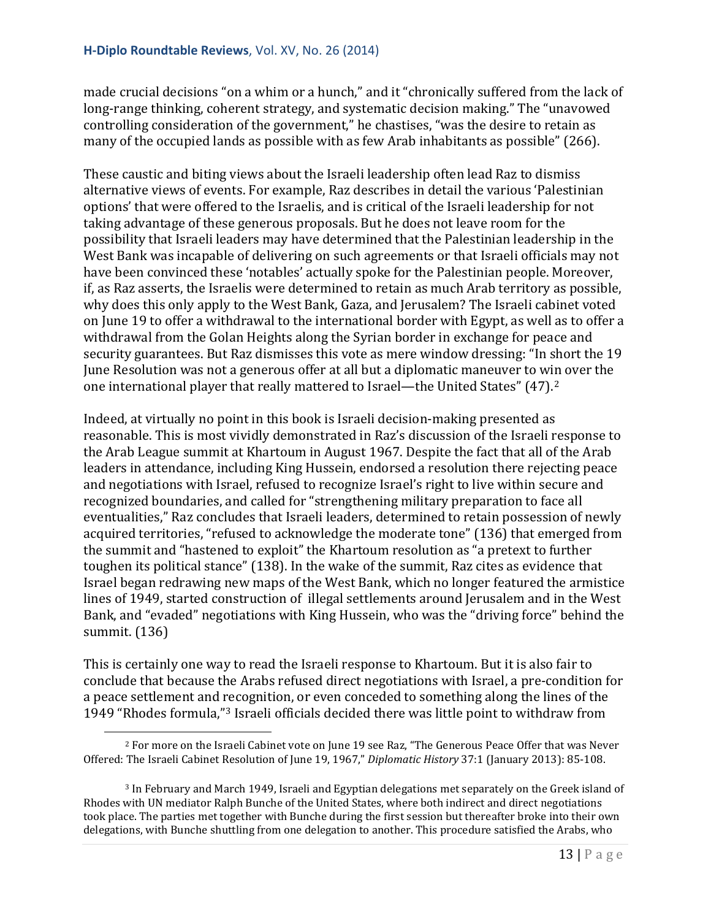made crucial decisions "on a whim or a hunch," and it "chronically suffered from the lack of long-range thinking, coherent strategy, and systematic decision making." The "unavowed controlling consideration of the government," he chastises, "was the desire to retain as many of the occupied lands as possible with as few Arab inhabitants as possible" (266).

These caustic and biting views about the Israeli leadership often lead Raz to dismiss alternative views of events. For example, Raz describes in detail the various 'Palestinian options' that were offered to the Israelis, and is critical of the Israeli leadership for not taking advantage of these generous proposals. But he does not leave room for the possibility that Israeli leaders may have determined that the Palestinian leadership in the West Bank was incapable of delivering on such agreements or that Israeli officials may not have been convinced these 'notables' actually spoke for the Palestinian people. Moreover, if, as Raz asserts, the Israelis were determined to retain as much Arab territory as possible, why does this only apply to the West Bank, Gaza, and Jerusalem? The Israeli cabinet voted on June 19 to offer a withdrawal to the international border with Egypt, as well as to offer a withdrawal from the Golan Heights along the Syrian border in exchange for peace and security guarantees. But Raz dismisses this vote as mere window dressing: "In short the 19 June Resolution was not a generous offer at all but a diplomatic maneuver to win over the one international player that really mattered to Israel—the United States" (47).[2]

Indeed, at virtually no point in this book is Israeli decision-making presented as reasonable. This is most vividly demonstrated in Raz's discussion of the Israeli response to the Arab League summit at Khartoum in August 1967. Despite the fact that all of the Arab leaders in attendance, including King Hussein, endorsed a resolution there rejecting peace and negotiations with Israel, refused to recognize Israel's right to live within secure and recognized boundaries, and called for "strengthening military preparation to face all eventualities," Raz concludes that Israeli leaders, determined to retain possession of newly acquired territories, "refused to acknowledge the moderate tone" (136) that emerged from the summit and "hastened to exploit" the Khartoum resolution as "a pretext to further toughen its political stance" (138). In the wake of the summit, Raz cites as evidence that Israel began redrawing new maps of the West Bank, which no longer featured the armistice lines of 1949, started construction of illegal settlements around Jerusalem and in the West Bank, and "evaded" negotiations with King Hussein, who was the "driving force" behind the summit. (136)

This is certainly one way to read the Israeli response to Khartoum. But it is also fair to conclude that because the Arabs refused direct negotiations with Israel, a pre-condition for a peace settlement and recognition, or even conceded to something along the lines of the 1949 "Rhodes formula,"[3] Israeli officials decided there was little point to withdraw from

---

[2] For more on the Israeli Cabinet vote on June 19 see Raz, "The Generous Peace Offer that was Never Offered: The Israeli Cabinet Resolution of June 19, 1967," *Diplomatic History* 37:1 (January 2013): 85-108.

[3] In February and March 1949, Israeli and Egyptian delegations met separately on the Greek island of Rhodes with UN mediator Ralph Bunche of the United States, where both indirect and direct negotiations took place. The parties met together with Bunche during the first session but thereafter broke into their own delegations, with Bunche shuttling from one delegation to another. This procedure satisfied the Arabs, who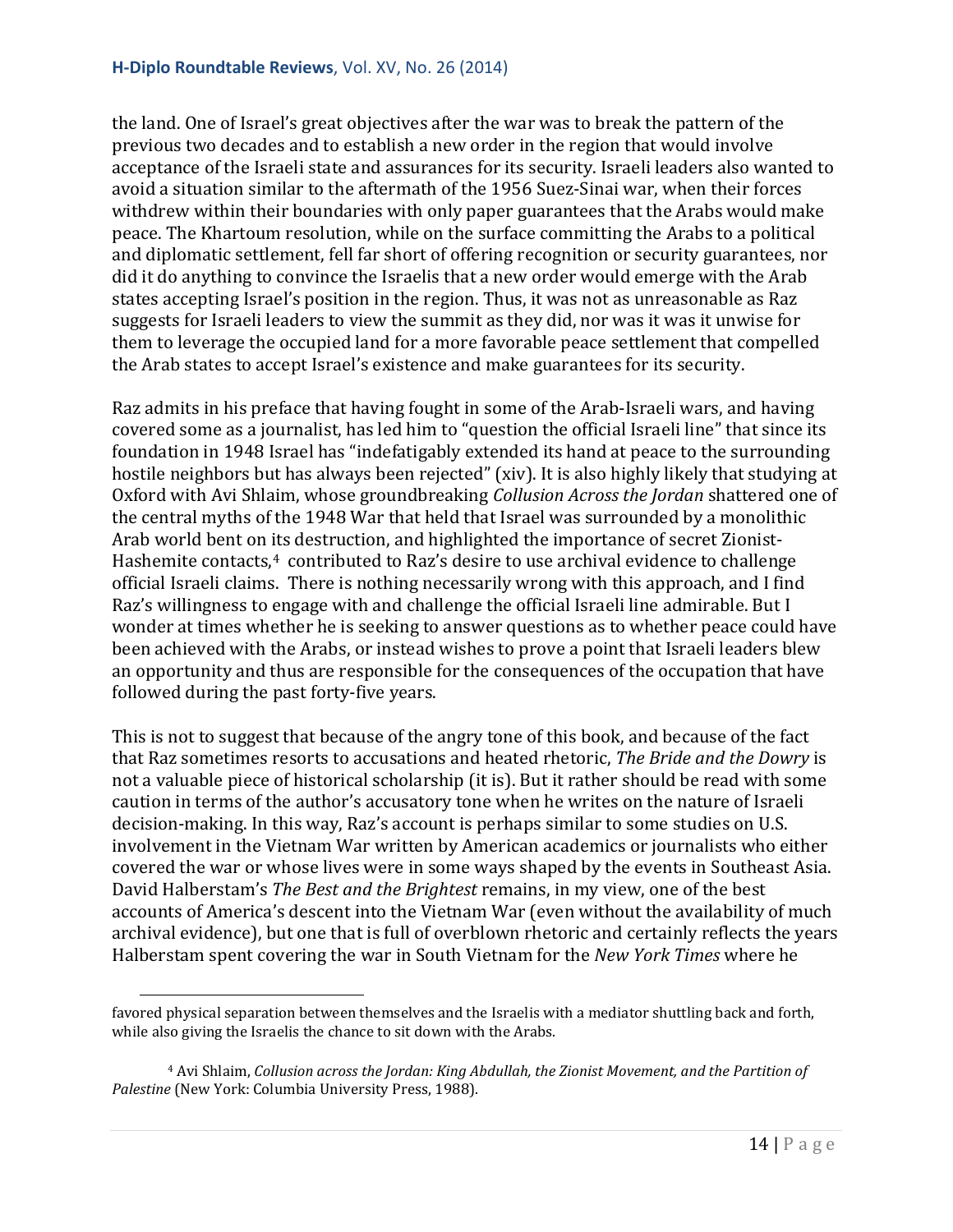the land. One of Israel's great objectives after the war was to break the pattern of the previous two decades and to establish a new order in the region that would involve acceptance of the Israeli state and assurances for its security. Israeli leaders also wanted to avoid a situation similar to the aftermath of the 1956 Suez-Sinai war, when their forces withdrew within their boundaries with only paper guarantees that the Arabs would make peace. The Khartoum resolution, while on the surface committing the Arabs to a political and diplomatic settlement, fell far short of offering recognition or security guarantees, nor did it do anything to convince the Israelis that a new order would emerge with the Arab states accepting Israel's position in the region. Thus, it was not as unreasonable as Raz suggests for Israeli leaders to view the summit as they did, nor was it was it unwise for them to leverage the occupied land for a more favorable peace settlement that compelled the Arab states to accept Israel's existence and make guarantees for its security.

Raz admits in his preface that having fought in some of the Arab-Israeli wars, and having covered some as a journalist, has led him to "question the official Israeli line" that since its foundation in 1948 Israel has "indefatigably extended its hand at peace to the surrounding hostile neighbors but has always been rejected" (xiv). It is also highly likely that studying at Oxford with Avi Shlaim, whose groundbreaking *Collusion Across the Jordan* shattered one of the central myths of the 1948 War that held that Israel was surrounded by a monolithic Arab world bent on its destruction, and highlighted the importance of secret Zionist-Hashemite contacts,[4] contributed to Raz's desire to use archival evidence to challenge official Israeli claims. There is nothing necessarily wrong with this approach, and I find Raz's willingness to engage with and challenge the official Israeli line admirable. But I wonder at times whether he is seeking to answer questions as to whether peace could have been achieved with the Arabs, or instead wishes to prove a point that Israeli leaders blew an opportunity and thus are responsible for the consequences of the occupation that have followed during the past forty-five years.

This is not to suggest that because of the angry tone of this book, and because of the fact that Raz sometimes resorts to accusations and heated rhetoric, *The Bride and the Dowry* is not a valuable piece of historical scholarship (it is). But it rather should be read with some caution in terms of the author's accusatory tone when he writes on the nature of Israeli decision-making. In this way, Raz's account is perhaps similar to some studies on U.S. involvement in the Vietnam War written by American academics or journalists who either covered the war or whose lives were in some ways shaped by the events in Southeast Asia. David Halberstam's *The Best and the Brightest* remains, in my view, one of the best accounts of America's descent into the Vietnam War (even without the availability of much archival evidence), but one that is full of overblown rhetoric and certainly reflects the years Halberstam spent covering the war in South Vietnam for the *New York Times* where he

---

favored physical separation between themselves and the Israelis with a mediator shuttling back and forth, while also giving the Israelis the chance to sit down with the Arabs.

[4] Avi Shlaim, *Collusion across the Jordan: King Abdullah, the Zionist Movement, and the Partition of Palestine* (New York: Columbia University Press, 1988).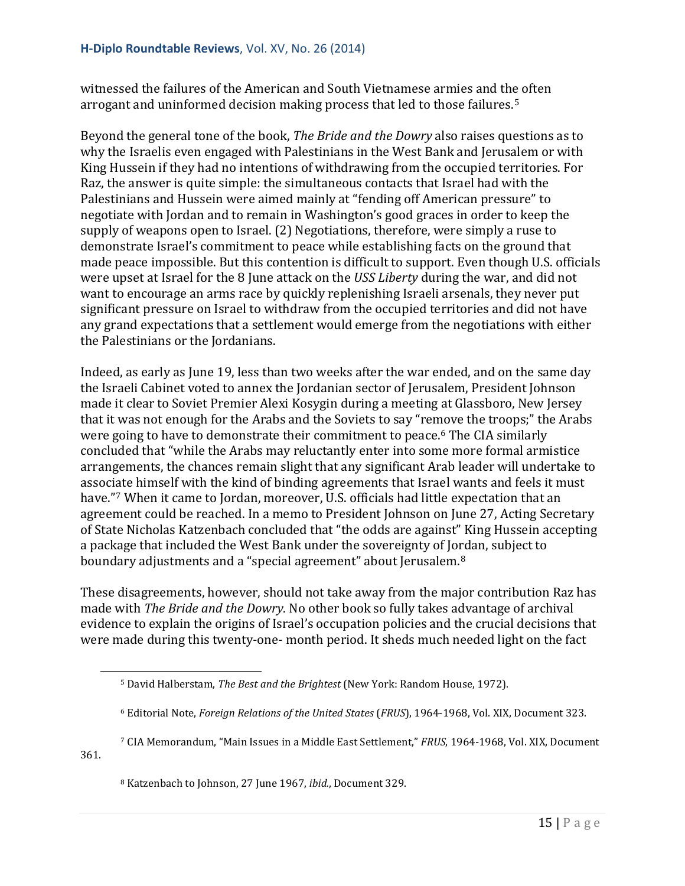witnessed the failures of the American and South Vietnamese armies and the often arrogant and uninformed decision making process that led to those failures.[5]

Beyond the general tone of the book, *The Bride and the Dowry* also raises questions as to why the Israelis even engaged with Palestinians in the West Bank and Jerusalem or with King Hussein if they had no intentions of withdrawing from the occupied territories. For Raz, the answer is quite simple: the simultaneous contacts that Israel had with the Palestinians and Hussein were aimed mainly at "fending off American pressure" to negotiate with Jordan and to remain in Washington's good graces in order to keep the supply of weapons open to Israel. (2) Negotiations, therefore, were simply a ruse to demonstrate Israel's commitment to peace while establishing facts on the ground that made peace impossible. But this contention is difficult to support. Even though U.S. officials were upset at Israel for the 8 June attack on the *USS Liberty* during the war, and did not want to encourage an arms race by quickly replenishing Israeli arsenals, they never put significant pressure on Israel to withdraw from the occupied territories and did not have any grand expectations that a settlement would emerge from the negotiations with either the Palestinians or the Jordanians.

Indeed, as early as June 19, less than two weeks after the war ended, and on the same day the Israeli Cabinet voted to annex the Jordanian sector of Jerusalem, President Johnson made it clear to Soviet Premier Alexi Kosygin during a meeting at Glassboro, New Jersey that it was not enough for the Arabs and the Soviets to say "remove the troops;" the Arabs were going to have to demonstrate their commitment to peace.[6] The CIA similarly concluded that "while the Arabs may reluctantly enter into some more formal armistice arrangements, the chances remain slight that any significant Arab leader will undertake to associate himself with the kind of binding agreements that Israel wants and feels it must have."[7] When it came to Jordan, moreover, U.S. officials had little expectation that an agreement could be reached. In a memo to President Johnson on June 27, Acting Secretary of State Nicholas Katzenbach concluded that "the odds are against" King Hussein accepting a package that included the West Bank under the sovereignty of Jordan, subject to boundary adjustments and a "special agreement" about Jerusalem.[8]

These disagreements, however, should not take away from the major contribution Raz has made with *The Bride and the Dowry*. No other book so fully takes advantage of archival evidence to explain the origins of Israel's occupation policies and the crucial decisions that were made during this twenty-one- month period. It sheds much needed light on the fact

---

[5] David Halberstam, *The Best and the Brightest* (New York: Random House, 1972).

[6] Editorial Note, *Foreign Relations of the United States* (*FRUS*), 1964-1968, Vol. XIX, Document 323.

[7] CIA Memorandum, "Main Issues in a Middle East Settlement," *FRUS*, 1964-1968, Vol. XIX, Document 361.

[8] Katzenbach to Johnson, 27 June 1967, *ibid.*, Document 329.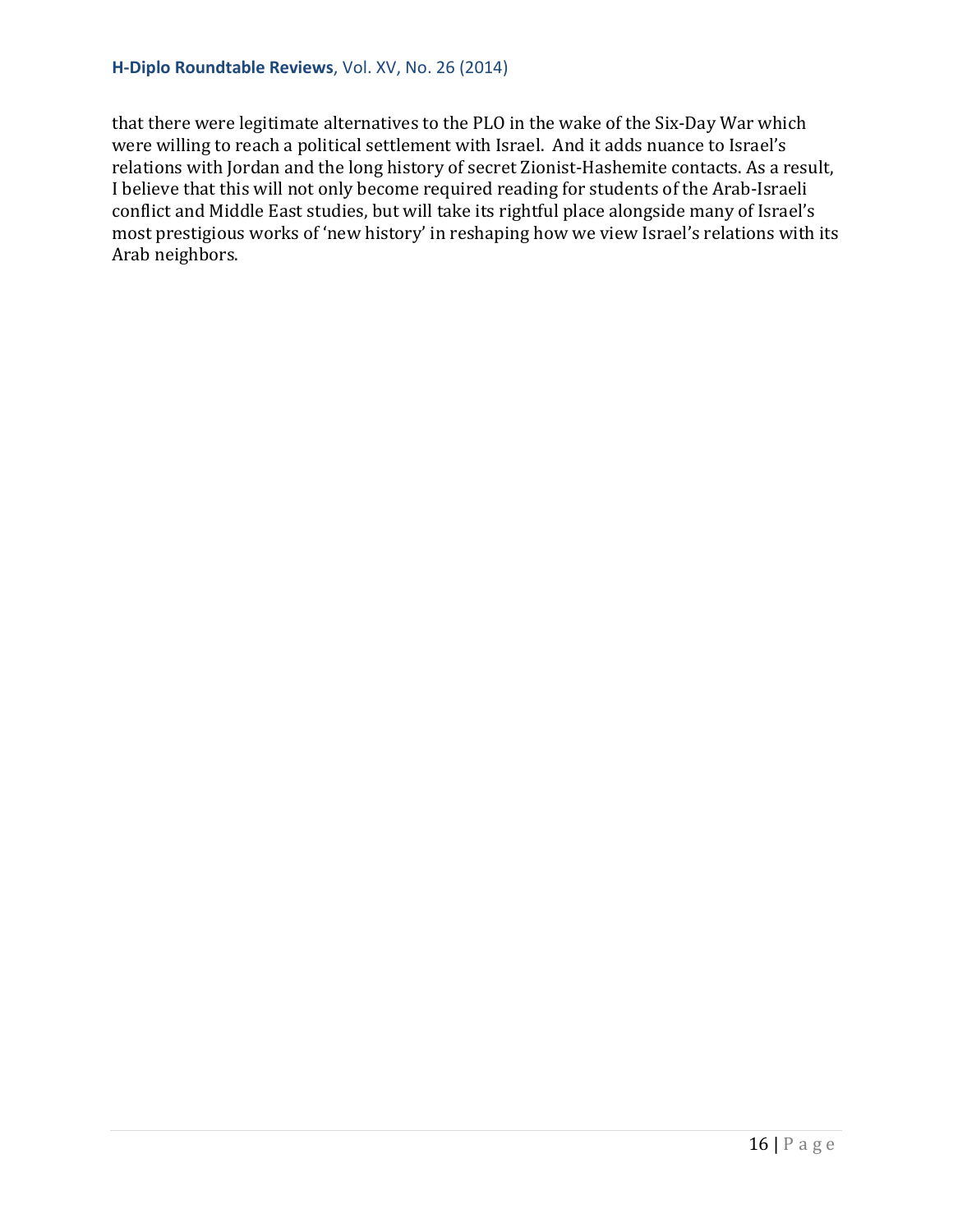that there were legitimate alternatives to the PLO in the wake of the Six-Day War which were willing to reach a political settlement with Israel. And it adds nuance to Israel's relations with Jordan and the long history of secret Zionist-Hashemite contacts. As a result, I believe that this will not only become required reading for students of the Arab-Israeli conflict and Middle East studies, but will take its rightful place alongside many of Israel's most prestigious works of 'new history' in reshaping how we view Israel's relations with its Arab neighbors.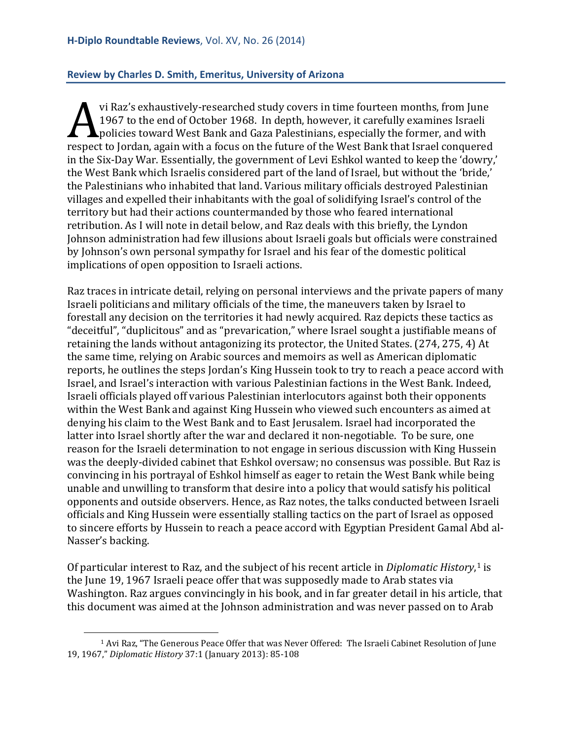**Review by Charles D. Smith, Emeritus, University of Arizona**

Avi Raz's exhaustively-researched study covers in time fourteen months, from June 1967 to the end of October 1968. In depth, however, it carefully examines Israeli policies toward West Bank and Gaza Palestinians, especially the former, and with respect to Jordan, again with a focus on the future of the West Bank that Israel conquered in the Six-Day War. Essentially, the government of Levi Eshkol wanted to keep the 'dowry,' the West Bank which Israelis considered part of the land of Israel, but without the 'bride,' the Palestinians who inhabited that land. Various military officials destroyed Palestinian villages and expelled their inhabitants with the goal of solidifying Israel's control of the territory but had their actions countermanded by those who feared international retribution. As I will note in detail below, and Raz deals with this briefly, the Lyndon Johnson administration had few illusions about Israeli goals but officials were constrained by Johnson's own personal sympathy for Israel and his fear of the domestic political implications of open opposition to Israeli actions.

Raz traces in intricate detail, relying on personal interviews and the private papers of many Israeli politicians and military officials of the time, the maneuvers taken by Israel to forestall any decision on the territories it had newly acquired. Raz depicts these tactics as "deceitful", "duplicitous" and as "prevarication," where Israel sought a justifiable means of retaining the lands without antagonizing its protector, the United States. (274, 275, 4) At the same time, relying on Arabic sources and memoirs as well as American diplomatic reports, he outlines the steps Jordan's King Hussein took to try to reach a peace accord with Israel, and Israel's interaction with various Palestinian factions in the West Bank. Indeed, Israeli officials played off various Palestinian interlocutors against both their opponents within the West Bank and against King Hussein who viewed such encounters as aimed at denying his claim to the West Bank and to East Jerusalem. Israel had incorporated the latter into Israel shortly after the war and declared it non-negotiable. To be sure, one reason for the Israeli determination to not engage in serious discussion with King Hussein was the deeply-divided cabinet that Eshkol oversaw; no consensus was possible. But Raz is convincing in his portrayal of Eshkol himself as eager to retain the West Bank while being unable and unwilling to transform that desire into a policy that would satisfy his political opponents and outside observers. Hence, as Raz notes, the talks conducted between Israeli officials and King Hussein were essentially stalling tactics on the part of Israel as opposed to sincere efforts by Hussein to reach a peace accord with Egyptian President Gamal Abd al-Nasser's backing.

Of particular interest to Raz, and the subject of his recent article in *Diplomatic History*,[1] is the June 19, 1967 Israeli peace offer that was supposedly made to Arab states via Washington. Raz argues convincingly in his book, and in far greater detail in his article, that this document was aimed at the Johnson administration and was never passed on to Arab

[1] Avi Raz, "The Generous Peace Offer that was Never Offered: The Israeli Cabinet Resolution of June 19, 1967," *Diplomatic History* 37:1 (January 2013): 85-108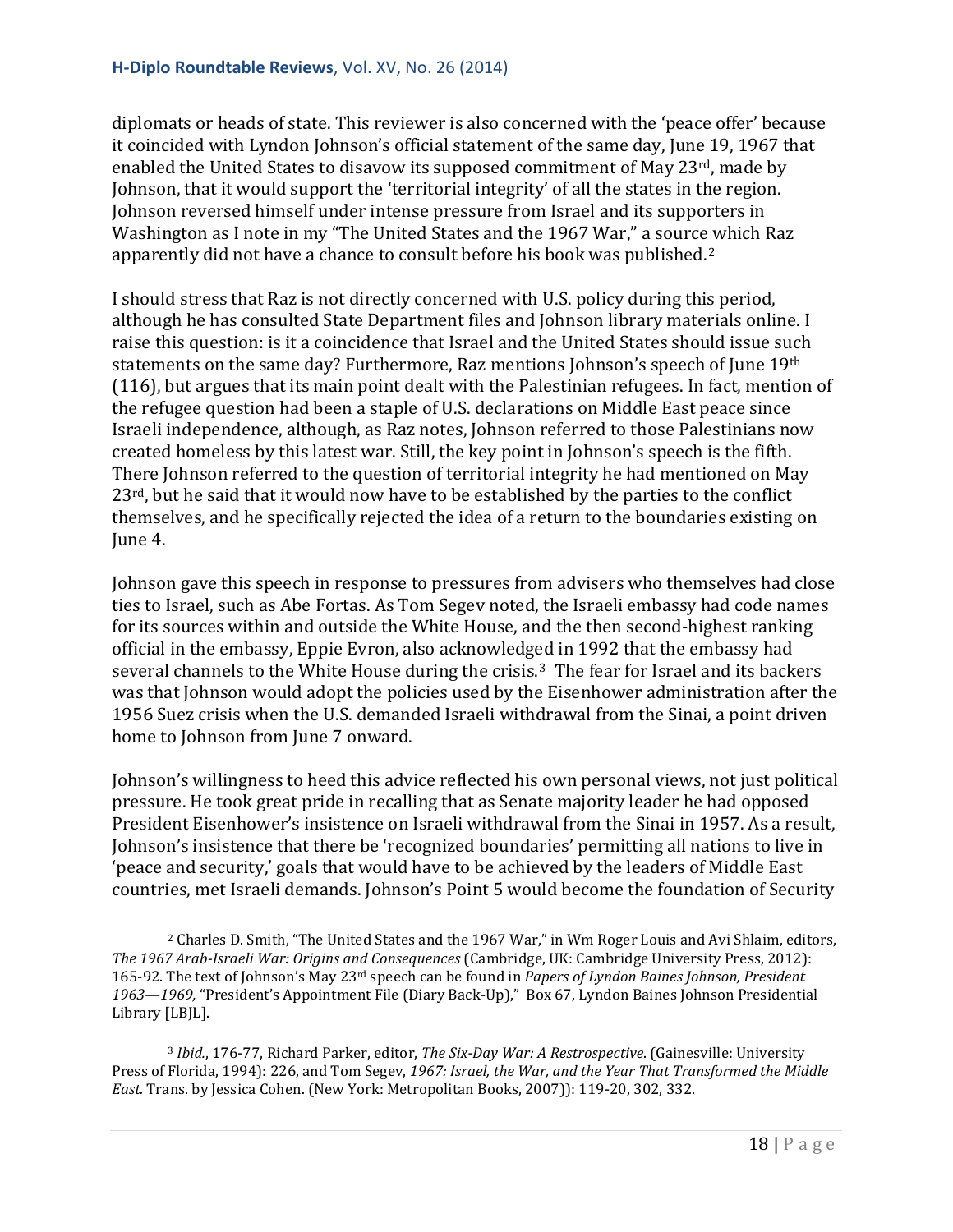diplomats or heads of state. This reviewer is also concerned with the 'peace offer' because it coincided with Lyndon Johnson's official statement of the same day, June 19, 1967 that enabled the United States to disavow its supposed commitment of May 23rd, made by Johnson, that it would support the 'territorial integrity' of all the states in the region. Johnson reversed himself under intense pressure from Israel and its supporters in Washington as I note in my "The United States and the 1967 War," a source which Raz apparently did not have a chance to consult before his book was published.[2]

I should stress that Raz is not directly concerned with U.S. policy during this period, although he has consulted State Department files and Johnson library materials online. I raise this question: is it a coincidence that Israel and the United States should issue such statements on the same day? Furthermore, Raz mentions Johnson's speech of June 19th (116), but argues that its main point dealt with the Palestinian refugees. In fact, mention of the refugee question had been a staple of U.S. declarations on Middle East peace since Israeli independence, although, as Raz notes, Johnson referred to those Palestinians now created homeless by this latest war. Still, the key point in Johnson's speech is the fifth. There Johnson referred to the question of territorial integrity he had mentioned on May 23rd, but he said that it would now have to be established by the parties to the conflict themselves, and he specifically rejected the idea of a return to the boundaries existing on June 4.

Johnson gave this speech in response to pressures from advisers who themselves had close ties to Israel, such as Abe Fortas. As Tom Segev noted, the Israeli embassy had code names for its sources within and outside the White House, and the then second-highest ranking official in the embassy, Eppie Evron, also acknowledged in 1992 that the embassy had several channels to the White House during the crisis.[3] The fear for Israel and its backers was that Johnson would adopt the policies used by the Eisenhower administration after the 1956 Suez crisis when the U.S. demanded Israeli withdrawal from the Sinai, a point driven home to Johnson from June 7 onward.

Johnson's willingness to heed this advice reflected his own personal views, not just political pressure. He took great pride in recalling that as Senate majority leader he had opposed President Eisenhower's insistence on Israeli withdrawal from the Sinai in 1957. As a result, Johnson's insistence that there be 'recognized boundaries' permitting all nations to live in 'peace and security,' goals that would have to be achieved by the leaders of Middle East countries, met Israeli demands. Johnson's Point 5 would become the foundation of Security

---

[2] Charles D. Smith, "The United States and the 1967 War," in Wm Roger Louis and Avi Shlaim, editors, *The 1967 Arab-Israeli War: Origins and Consequences* (Cambridge, UK: Cambridge University Press, 2012): 165-92. The text of Johnson's May 23rd speech can be found in *Papers of Lyndon Baines Johnson, President 1963—1969,* "President's Appointment File (Diary Back-Up)," Box 67, Lyndon Baines Johnson Presidential Library [LBJL].

[3] *Ibid.*, 176-77, Richard Parker, editor, *The Six-Day War: A Restrospective.* (Gainesville: University Press of Florida, 1994): 226, and Tom Segev, *1967: Israel, the War, and the Year That Transformed the Middle East.* Trans. by Jessica Cohen. (New York: Metropolitan Books, 2007)): 119-20, 302, 332.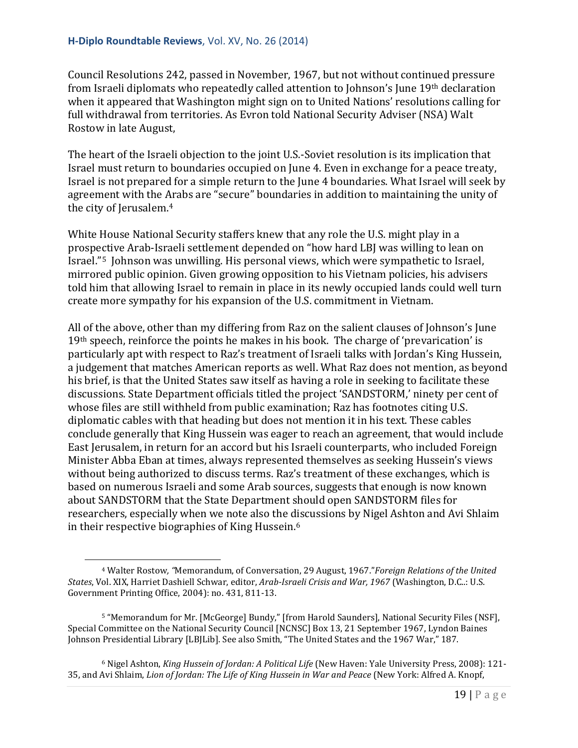Council Resolutions 242, passed in November, 1967, but not without continued pressure from Israeli diplomats who repeatedly called attention to Johnson's June 19th declaration when it appeared that Washington might sign on to United Nations' resolutions calling for full withdrawal from territories. As Evron told National Security Adviser (NSA) Walt Rostow in late August,

The heart of the Israeli objection to the joint U.S.-Soviet resolution is its implication that Israel must return to boundaries occupied on June 4. Even in exchange for a peace treaty, Israel is not prepared for a simple return to the June 4 boundaries. What Israel will seek by agreement with the Arabs are "secure" boundaries in addition to maintaining the unity of the city of Jerusalem.[4]

White House National Security staffers knew that any role the U.S. might play in a prospective Arab-Israeli settlement depended on "how hard LBJ was willing to lean on Israel."[5] Johnson was unwilling. His personal views, which were sympathetic to Israel, mirrored public opinion. Given growing opposition to his Vietnam policies, his advisers told him that allowing Israel to remain in place in its newly occupied lands could well turn create more sympathy for his expansion of the U.S. commitment in Vietnam.

All of the above, other than my differing from Raz on the salient clauses of Johnson's June 19th speech, reinforce the points he makes in his book. The charge of 'prevarication' is particularly apt with respect to Raz's treatment of Israeli talks with Jordan's King Hussein, a judgement that matches American reports as well. What Raz does not mention, as beyond his brief, is that the United States saw itself as having a role in seeking to facilitate these discussions. State Department officials titled the project 'SANDSTORM,' ninety per cent of whose files are still withheld from public examination; Raz has footnotes citing U.S. diplomatic cables with that heading but does not mention it in his text. These cables conclude generally that King Hussein was eager to reach an agreement, that would include East Jerusalem, in return for an accord but his Israeli counterparts, who included Foreign Minister Abba Eban at times, always represented themselves as seeking Hussein's views without being authorized to discuss terms. Raz's treatment of these exchanges, which is based on numerous Israeli and some Arab sources, suggests that enough is now known about SANDSTORM that the State Department should open SANDSTORM files for researchers, especially when we note also the discussions by Nigel Ashton and Avi Shlaim in their respective biographies of King Hussein.[6]

---

[4] Walter Rostow, "Memorandum, of Conversation, 29 August, 1967."*Foreign Relations of the United States*, Vol. XIX, Harriet Dashiell Schwar, editor, *Arab-Israeli Crisis and War, 1967* (Washington, D.C..: U.S. Government Printing Office, 2004): no. 431, 811-13.

[5] "Memorandum for Mr. [McGeorge] Bundy," [from Harold Saunders], National Security Files (NSF), Special Committee on the National Security Council [NCNSC] Box 13, 21 September 1967, Lyndon Baines Johnson Presidential Library [LBJLib]. See also Smith, "The United States and the 1967 War," 187.

[6] Nigel Ashton, *King Hussein of Jordan: A Political Life* (New Haven: Yale University Press, 2008): 121-35, and Avi Shlaim, *Lion of Jordan: The Life of King Hussein in War and Peace* (New York: Alfred A. Knopf,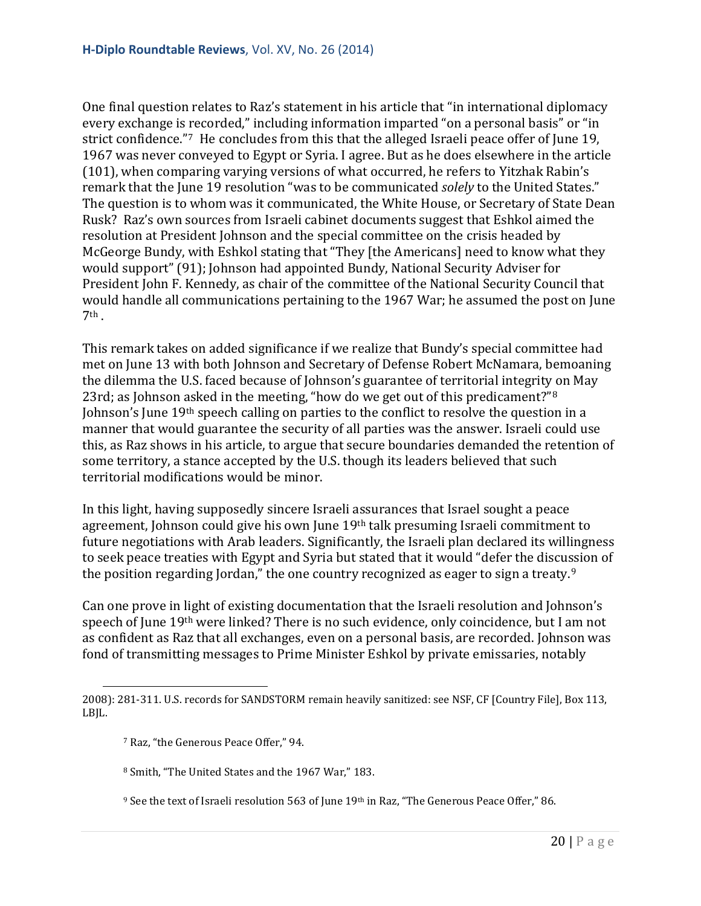One final question relates to Raz's statement in his article that "in international diplomacy every exchange is recorded," including information imparted "on a personal basis" or "in strict confidence."[7] He concludes from this that the alleged Israeli peace offer of June 19, 1967 was never conveyed to Egypt or Syria. I agree. But as he does elsewhere in the article (101), when comparing varying versions of what occurred, he refers to Yitzhak Rabin's remark that the June 19 resolution "was to be communicated *solely* to the United States." The question is to whom was it communicated, the White House, or Secretary of State Dean Rusk? Raz's own sources from Israeli cabinet documents suggest that Eshkol aimed the resolution at President Johnson and the special committee on the crisis headed by McGeorge Bundy, with Eshkol stating that "They [the Americans] need to know what they would support" (91); Johnson had appointed Bundy, National Security Adviser for President John F. Kennedy, as chair of the committee of the National Security Council that would handle all communications pertaining to the 1967 War; he assumed the post on June 7th.

This remark takes on added significance if we realize that Bundy's special committee had met on June 13 with both Johnson and Secretary of Defense Robert McNamara, bemoaning the dilemma the U.S. faced because of Johnson's guarantee of territorial integrity on May 23rd; as Johnson asked in the meeting, "how do we get out of this predicament?"[8] Johnson's June 19th speech calling on parties to the conflict to resolve the question in a manner that would guarantee the security of all parties was the answer. Israeli could use this, as Raz shows in his article, to argue that secure boundaries demanded the retention of some territory, a stance accepted by the U.S. though its leaders believed that such territorial modifications would be minor.

In this light, having supposedly sincere Israeli assurances that Israel sought a peace agreement, Johnson could give his own June 19th talk presuming Israeli commitment to future negotiations with Arab leaders. Significantly, the Israeli plan declared its willingness to seek peace treaties with Egypt and Syria but stated that it would "defer the discussion of the position regarding Jordan," the one country recognized as eager to sign a treaty.[9]

Can one prove in light of existing documentation that the Israeli resolution and Johnson's speech of June 19th were linked? There is no such evidence, only coincidence, but I am not as confident as Raz that all exchanges, even on a personal basis, are recorded. Johnson was fond of transmitting messages to Prime Minister Eshkol by private emissaries, notably

2008): 281-311. U.S. records for SANDSTORM remain heavily sanitized: see NSF, CF [Country File], Box 113, LBJL.

[7] Raz, "the Generous Peace Offer," 94.

[8] Smith, "The United States and the 1967 War," 183.

[9] See the text of Israeli resolution 563 of June 19th in Raz, "The Generous Peace Offer," 86.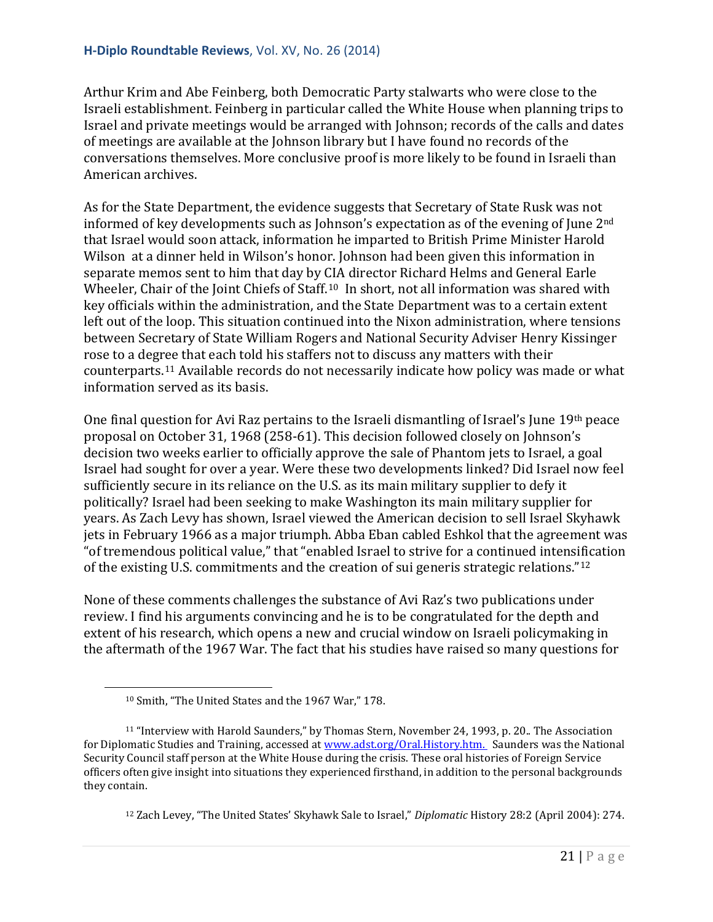Arthur Krim and Abe Feinberg, both Democratic Party stalwarts who were close to the Israeli establishment. Feinberg in particular called the White House when planning trips to Israel and private meetings would be arranged with Johnson; records of the calls and dates of meetings are available at the Johnson library but I have found no records of the conversations themselves. More conclusive proof is more likely to be found in Israeli than American archives.

As for the State Department, the evidence suggests that Secretary of State Rusk was not informed of key developments such as Johnson's expectation as of the evening of June 2nd that Israel would soon attack, information he imparted to British Prime Minister Harold Wilson at a dinner held in Wilson's honor. Johnson had been given this information in separate memos sent to him that day by CIA director Richard Helms and General Earle Wheeler, Chair of the Joint Chiefs of Staff.[10] In short, not all information was shared with key officials within the administration, and the State Department was to a certain extent left out of the loop. This situation continued into the Nixon administration, where tensions between Secretary of State William Rogers and National Security Adviser Henry Kissinger rose to a degree that each told his staffers not to discuss any matters with their counterparts.[11] Available records do not necessarily indicate how policy was made or what information served as its basis.

One final question for Avi Raz pertains to the Israeli dismantling of Israel's June 19th peace proposal on October 31, 1968 (258-61). This decision followed closely on Johnson's decision two weeks earlier to officially approve the sale of Phantom jets to Israel, a goal Israel had sought for over a year. Were these two developments linked? Did Israel now feel sufficiently secure in its reliance on the U.S. as its main military supplier to defy it politically? Israel had been seeking to make Washington its main military supplier for years. As Zach Levy has shown, Israel viewed the American decision to sell Israel Skyhawk jets in February 1966 as a major triumph. Abba Eban cabled Eshkol that the agreement was "of tremendous political value," that "enabled Israel to strive for a continued intensification of the existing U.S. commitments and the creation of sui generis strategic relations."[12]

None of these comments challenges the substance of Avi Raz's two publications under review. I find his arguments convincing and he is to be congratulated for the depth and extent of his research, which opens a new and crucial window on Israeli policymaking in the aftermath of the 1967 War. The fact that his studies have raised so many questions for

---

[10] Smith, "The United States and the 1967 War," 178.

[11] "Interview with Harold Saunders," by Thomas Stern, November 24, 1993, p. 20.. The Association for Diplomatic Studies and Training, accessed at www.adst.org/Oral.History.htm. Saunders was the National Security Council staff person at the White House during the crisis. These oral histories of Foreign Service officers often give insight into situations they experienced firsthand, in addition to the personal backgrounds they contain.

[12] Zach Levey, "The United States' Skyhawk Sale to Israel," *Diplomatic* History 28:2 (April 2004): 274.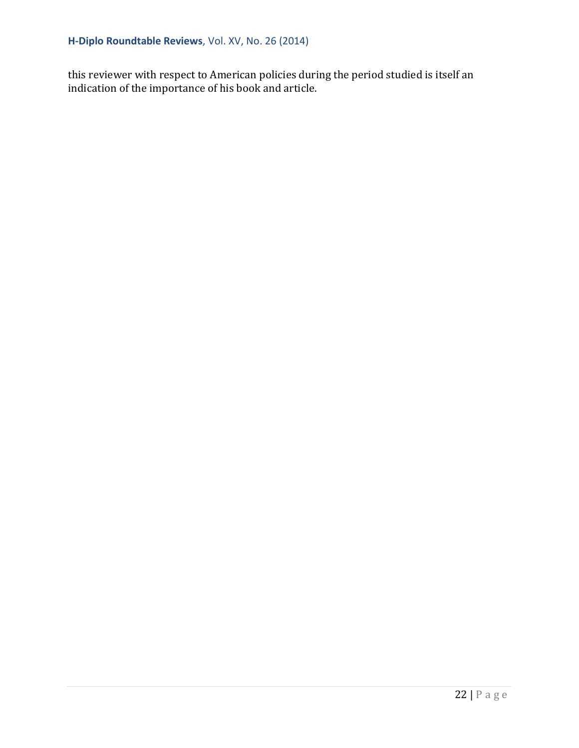this reviewer with respect to American policies during the period studied is itself an indication of the importance of his book and article.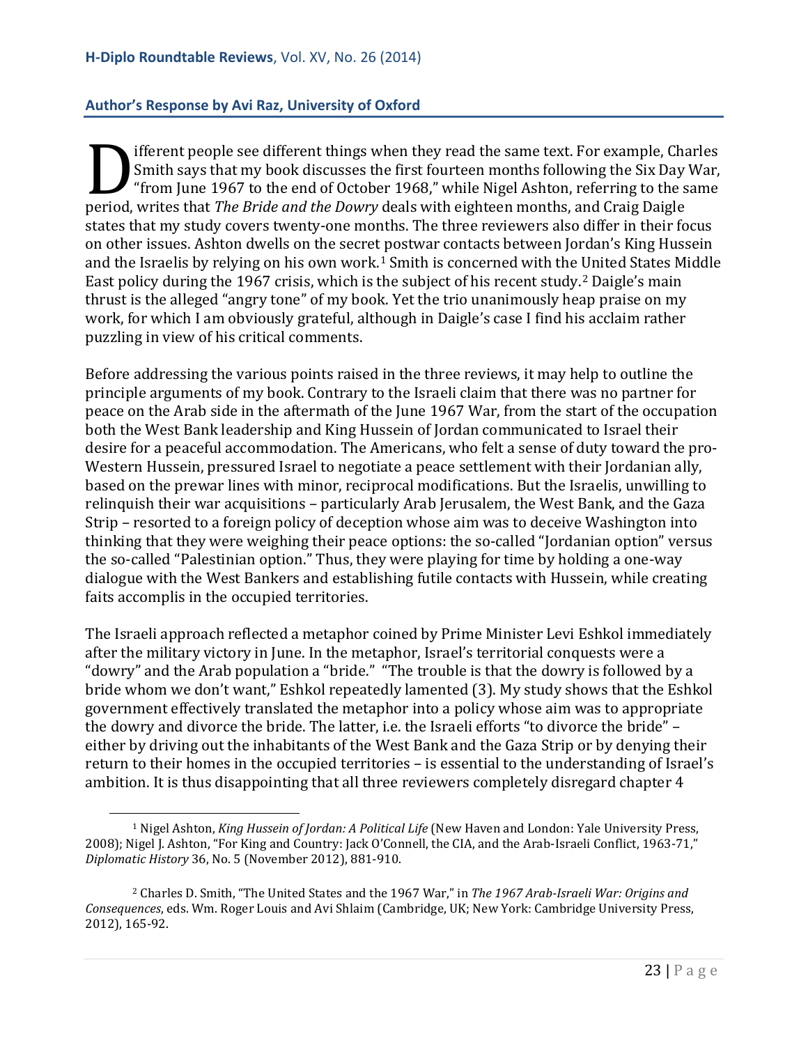## Author's Response by Avi Raz, University of Oxford

Different people see different things when they read the same text. For example, Charles Smith says that my book discusses the first fourteen months following the Six Day War, "from June 1967 to the end of October 1968," while Nigel Ashton, referring to the same period, writes that *The Bride and the Dowry* deals with eighteen months, and Craig Daigle states that my study covers twenty-one months. The three reviewers also differ in their focus on other issues. Ashton dwells on the secret postwar contacts between Jordan's King Hussein and the Israelis by relying on his own work.[1] Smith is concerned with the United States Middle East policy during the 1967 crisis, which is the subject of his recent study.[2] Daigle's main thrust is the alleged "angry tone" of my book. Yet the trio unanimously heap praise on my work, for which I am obviously grateful, although in Daigle's case I find his acclaim rather puzzling in view of his critical comments.

Before addressing the various points raised in the three reviews, it may help to outline the principle arguments of my book. Contrary to the Israeli claim that there was no partner for peace on the Arab side in the aftermath of the June 1967 War, from the start of the occupation both the West Bank leadership and King Hussein of Jordan communicated to Israel their desire for a peaceful accommodation. The Americans, who felt a sense of duty toward the pro-Western Hussein, pressured Israel to negotiate a peace settlement with their Jordanian ally, based on the prewar lines with minor, reciprocal modifications. But the Israelis, unwilling to relinquish their war acquisitions – particularly Arab Jerusalem, the West Bank, and the Gaza Strip – resorted to a foreign policy of deception whose aim was to deceive Washington into thinking that they were weighing their peace options: the so-called "Jordanian option" versus the so-called "Palestinian option." Thus, they were playing for time by holding a one-way dialogue with the West Bankers and establishing futile contacts with Hussein, while creating faits accomplis in the occupied territories.

The Israeli approach reflected a metaphor coined by Prime Minister Levi Eshkol immediately after the military victory in June. In the metaphor, Israel's territorial conquests were a "dowry" and the Arab population a "bride." "The trouble is that the dowry is followed by a bride whom we don't want," Eshkol repeatedly lamented (3). My study shows that the Eshkol government effectively translated the metaphor into a policy whose aim was to appropriate the dowry and divorce the bride. The latter, i.e. the Israeli efforts "to divorce the bride" – either by driving out the inhabitants of the West Bank and the Gaza Strip or by denying their return to their homes in the occupied territories – is essential to the understanding of Israel's ambition. It is thus disappointing that all three reviewers completely disregard chapter 4

---

[1] Nigel Ashton, *King Hussein of Jordan: A Political Life* (New Haven and London: Yale University Press, 2008); Nigel J. Ashton, "For King and Country: Jack O'Connell, the CIA, and the Arab-Israeli Conflict, 1963-71," *Diplomatic History* 36, No. 5 (November 2012), 881-910.

[2] Charles D. Smith, "The United States and the 1967 War," in *The 1967 Arab-Israeli War: Origins and Consequences*, eds. Wm. Roger Louis and Avi Shlaim (Cambridge, UK; New York: Cambridge University Press, 2012), 165-92.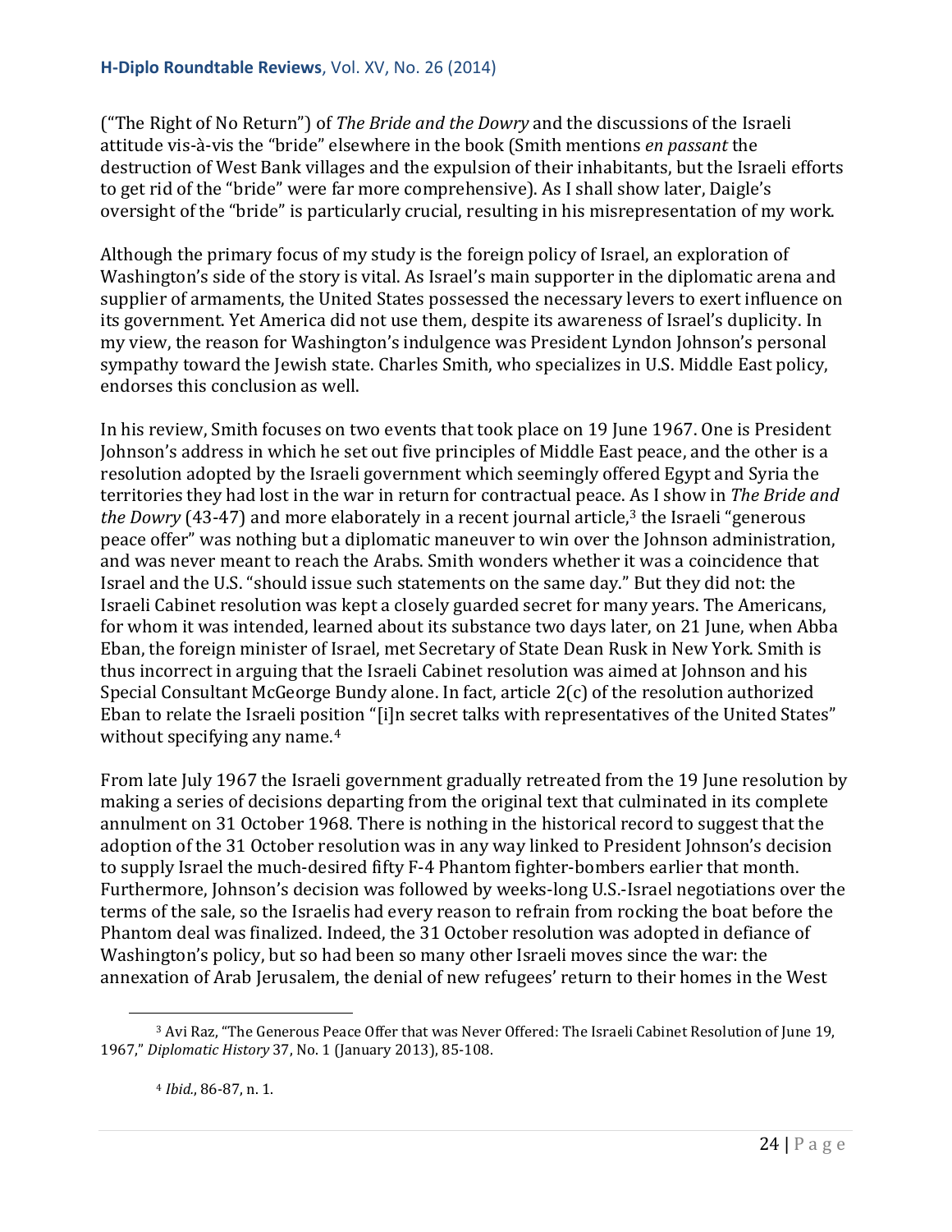("The Right of No Return") of *The Bride and the Dowry* and the discussions of the Israeli attitude vis-à-vis the "bride" elsewhere in the book (Smith mentions *en passant* the destruction of West Bank villages and the expulsion of their inhabitants, but the Israeli efforts to get rid of the "bride" were far more comprehensive). As I shall show later, Daigle's oversight of the "bride" is particularly crucial, resulting in his misrepresentation of my work.

Although the primary focus of my study is the foreign policy of Israel, an exploration of Washington's side of the story is vital. As Israel's main supporter in the diplomatic arena and supplier of armaments, the United States possessed the necessary levers to exert influence on its government. Yet America did not use them, despite its awareness of Israel's duplicity. In my view, the reason for Washington's indulgence was President Lyndon Johnson's personal sympathy toward the Jewish state. Charles Smith, who specializes in U.S. Middle East policy, endorses this conclusion as well.

In his review, Smith focuses on two events that took place on 19 June 1967. One is President Johnson's address in which he set out five principles of Middle East peace, and the other is a resolution adopted by the Israeli government which seemingly offered Egypt and Syria the territories they had lost in the war in return for contractual peace. As I show in *The Bride and the Dowry* (43-47) and more elaborately in a recent journal article,[3] the Israeli "generous peace offer" was nothing but a diplomatic maneuver to win over the Johnson administration, and was never meant to reach the Arabs. Smith wonders whether it was a coincidence that Israel and the U.S. "should issue such statements on the same day." But they did not: the Israeli Cabinet resolution was kept a closely guarded secret for many years. The Americans, for whom it was intended, learned about its substance two days later, on 21 June, when Abba Eban, the foreign minister of Israel, met Secretary of State Dean Rusk in New York. Smith is thus incorrect in arguing that the Israeli Cabinet resolution was aimed at Johnson and his Special Consultant McGeorge Bundy alone. In fact, article 2(c) of the resolution authorized Eban to relate the Israeli position "[i]n secret talks with representatives of the United States" without specifying any name.[4]

From late July 1967 the Israeli government gradually retreated from the 19 June resolution by making a series of decisions departing from the original text that culminated in its complete annulment on 31 October 1968. There is nothing in the historical record to suggest that the adoption of the 31 October resolution was in any way linked to President Johnson's decision to supply Israel the much-desired fifty F-4 Phantom fighter-bombers earlier that month. Furthermore, Johnson's decision was followed by weeks-long U.S.-Israel negotiations over the terms of the sale, so the Israelis had every reason to refrain from rocking the boat before the Phantom deal was finalized. Indeed, the 31 October resolution was adopted in defiance of Washington's policy, but so had been so many other Israeli moves since the war: the annexation of Arab Jerusalem, the denial of new refugees' return to their homes in the West

---

[3] Avi Raz, "The Generous Peace Offer that was Never Offered: The Israeli Cabinet Resolution of June 19, 1967," *Diplomatic History* 37, No. 1 (January 2013), 85-108.

[4] *Ibid.*, 86-87, n. 1.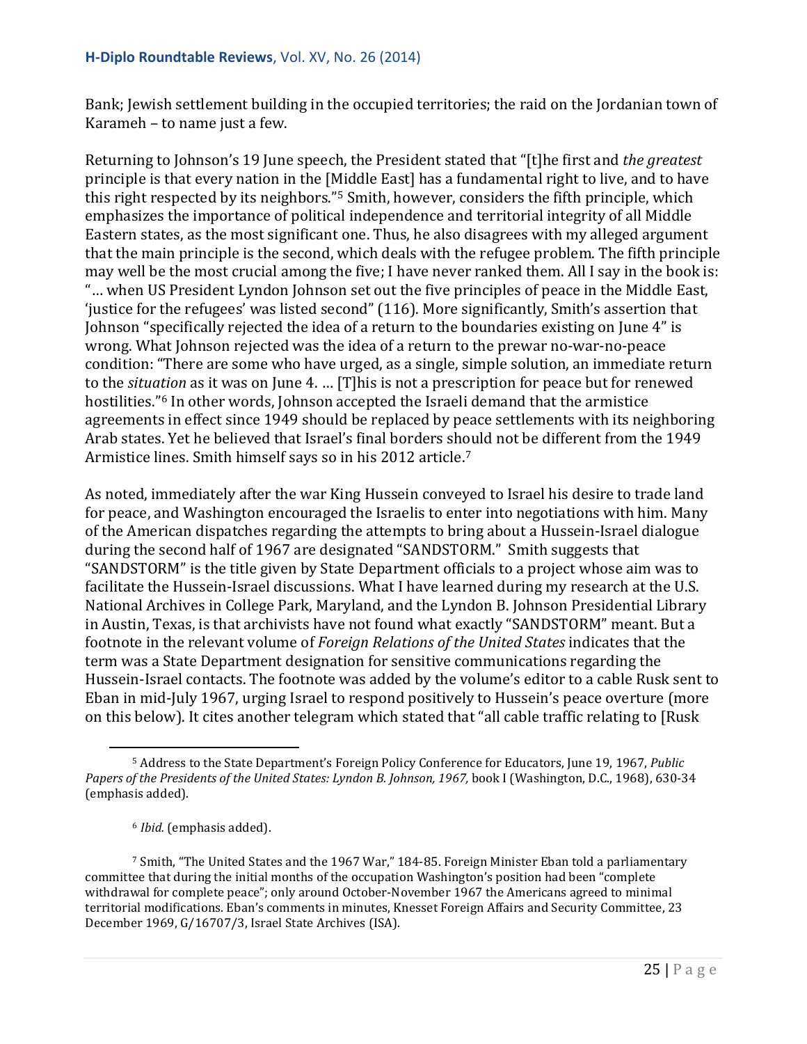Bank; Jewish settlement building in the occupied territories; the raid on the Jordanian town of Karameh – to name just a few.

Returning to Johnson's 19 June speech, the President stated that "[t]he first and *the greatest* principle is that every nation in the [Middle East] has a fundamental right to live, and to have this right respected by its neighbors."[5] Smith, however, considers the fifth principle, which emphasizes the importance of political independence and territorial integrity of all Middle Eastern states, as the most significant one. Thus, he also disagrees with my alleged argument that the main principle is the second, which deals with the refugee problem. The fifth principle may well be the most crucial among the five; I have never ranked them. All I say in the book is: "… when US President Lyndon Johnson set out the five principles of peace in the Middle East, 'justice for the refugees' was listed second" (116). More significantly, Smith's assertion that Johnson "specifically rejected the idea of a return to the boundaries existing on June 4" is wrong. What Johnson rejected was the idea of a return to the prewar no-war-no-peace condition: "There are some who have urged, as a single, simple solution, an immediate return to the *situation* as it was on June 4. … [T]his is not a prescription for peace but for renewed hostilities."[6] In other words, Johnson accepted the Israeli demand that the armistice agreements in effect since 1949 should be replaced by peace settlements with its neighboring Arab states. Yet he believed that Israel's final borders should not be different from the 1949 Armistice lines. Smith himself says so in his 2012 article.[7]

As noted, immediately after the war King Hussein conveyed to Israel his desire to trade land for peace, and Washington encouraged the Israelis to enter into negotiations with him. Many of the American dispatches regarding the attempts to bring about a Hussein-Israel dialogue during the second half of 1967 are designated "SANDSTORM." Smith suggests that "SANDSTORM" is the title given by State Department officials to a project whose aim was to facilitate the Hussein-Israel discussions. What I have learned during my research at the U.S. National Archives in College Park, Maryland, and the Lyndon B. Johnson Presidential Library in Austin, Texas, is that archivists have not found what exactly "SANDSTORM" meant. But a footnote in the relevant volume of *Foreign Relations of the United States* indicates that the term was a State Department designation for sensitive communications regarding the Hussein-Israel contacts. The footnote was added by the volume's editor to a cable Rusk sent to Eban in mid-July 1967, urging Israel to respond positively to Hussein's peace overture (more on this below). It cites another telegram which stated that "all cable traffic relating to [Rusk

---

[5] Address to the State Department's Foreign Policy Conference for Educators, June 19, 1967, *Public Papers of the Presidents of the United States: Lyndon B. Johnson, 1967,* book I (Washington, D.C., 1968), 630-34 (emphasis added).

[6] *Ibid.* (emphasis added).

[7] Smith, "The United States and the 1967 War," 184-85. Foreign Minister Eban told a parliamentary committee that during the initial months of the occupation Washington's position had been "complete withdrawal for complete peace"; only around October-November 1967 the Americans agreed to minimal territorial modifications. Eban's comments in minutes, Knesset Foreign Affairs and Security Committee, 23 December 1969, G/16707/3, Israel State Archives (ISA).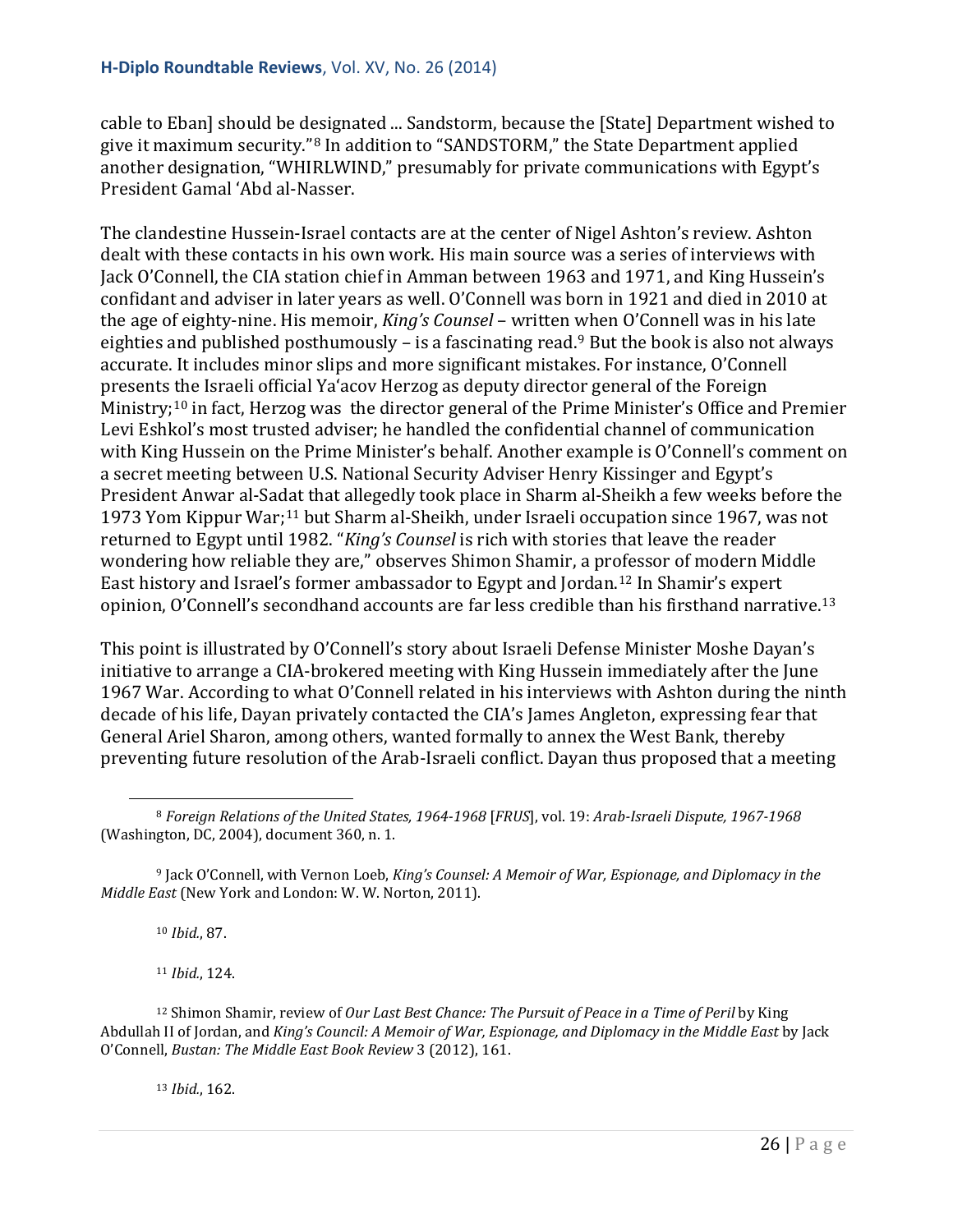cable to Eban] should be designated ... Sandstorm, because the [State] Department wished to give it maximum security."[8] In addition to "SANDSTORM," the State Department applied another designation, "WHIRLWIND," presumably for private communications with Egypt's President Gamal 'Abd al-Nasser.

The clandestine Hussein-Israel contacts are at the center of Nigel Ashton's review. Ashton dealt with these contacts in his own work. His main source was a series of interviews with Jack O'Connell, the CIA station chief in Amman between 1963 and 1971, and King Hussein's confidant and adviser in later years as well. O'Connell was born in 1921 and died in 2010 at the age of eighty-nine. His memoir, *King's Counsel* – written when O'Connell was in his late eighties and published posthumously – is a fascinating read.[9] But the book is also not always accurate. It includes minor slips and more significant mistakes. For instance, O'Connell presents the Israeli official Ya'acov Herzog as deputy director general of the Foreign Ministry;[10] in fact, Herzog was the director general of the Prime Minister's Office and Premier Levi Eshkol's most trusted adviser; he handled the confidential channel of communication with King Hussein on the Prime Minister's behalf. Another example is O'Connell's comment on a secret meeting between U.S. National Security Adviser Henry Kissinger and Egypt's President Anwar al-Sadat that allegedly took place in Sharm al-Sheikh a few weeks before the 1973 Yom Kippur War;[11] but Sharm al-Sheikh, under Israeli occupation since 1967, was not returned to Egypt until 1982. "*King's Counsel* is rich with stories that leave the reader wondering how reliable they are," observes Shimon Shamir, a professor of modern Middle East history and Israel's former ambassador to Egypt and Jordan.[12] In Shamir's expert opinion, O'Connell's secondhand accounts are far less credible than his firsthand narrative.[13]

This point is illustrated by O'Connell's story about Israeli Defense Minister Moshe Dayan's initiative to arrange a CIA-brokered meeting with King Hussein immediately after the June 1967 War. According to what O'Connell related in his interviews with Ashton during the ninth decade of his life, Dayan privately contacted the CIA's James Angleton, expressing fear that General Ariel Sharon, among others, wanted formally to annex the West Bank, thereby preventing future resolution of the Arab-Israeli conflict. Dayan thus proposed that a meeting

---

[8] *Foreign Relations of the United States, 1964-1968* [*FRUS*], vol. 19: *Arab-Israeli Dispute, 1967-1968* (Washington, DC, 2004), document 360, n. 1.

[9] Jack O'Connell, with Vernon Loeb, *King's Counsel: A Memoir of War, Espionage, and Diplomacy in the Middle East* (New York and London: W. W. Norton, 2011).

[10] *Ibid.*, 87.

[11] *Ibid.*, 124.

[12] Shimon Shamir, review of *Our Last Best Chance: The Pursuit of Peace in a Time of Peril* by King Abdullah II of Jordan, and *King's Council: A Memoir of War, Espionage, and Diplomacy in the Middle East* by Jack O'Connell, *Bustan: The Middle East Book Review* 3 (2012), 161.

[13] *Ibid.*, 162.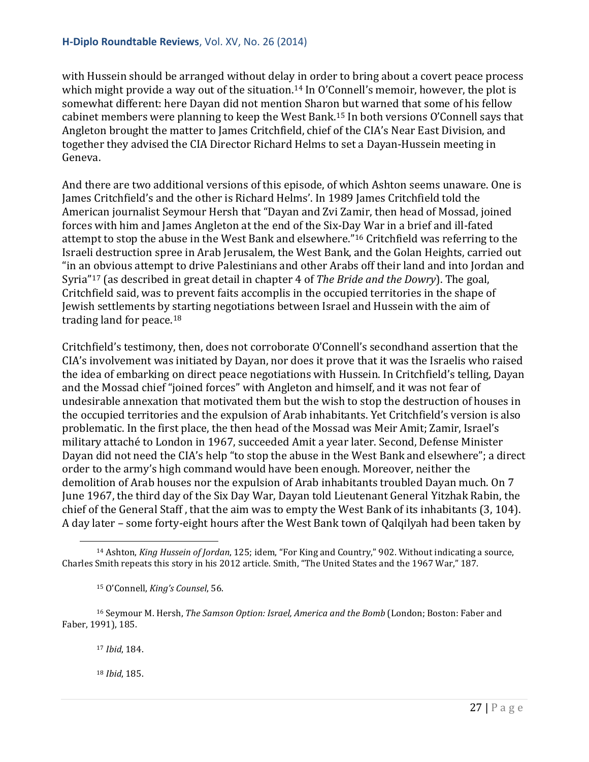with Hussein should be arranged without delay in order to bring about a covert peace process which might provide a way out of the situation.[14] In O'Connell's memoir, however, the plot is somewhat different: here Dayan did not mention Sharon but warned that some of his fellow cabinet members were planning to keep the West Bank.[15] In both versions O'Connell says that Angleton brought the matter to James Critchfield, chief of the CIA's Near East Division, and together they advised the CIA Director Richard Helms to set a Dayan-Hussein meeting in Geneva.

And there are two additional versions of this episode, of which Ashton seems unaware. One is James Critchfield's and the other is Richard Helms'. In 1989 James Critchfield told the American journalist Seymour Hersh that "Dayan and Zvi Zamir, then head of Mossad, joined forces with him and James Angleton at the end of the Six-Day War in a brief and ill-fated attempt to stop the abuse in the West Bank and elsewhere."[16] Critchfield was referring to the Israeli destruction spree in Arab Jerusalem, the West Bank, and the Golan Heights, carried out "in an obvious attempt to drive Palestinians and other Arabs off their land and into Jordan and Syria"[17] (as described in great detail in chapter 4 of *The Bride and the Dowry*). The goal, Critchfield said, was to prevent faits accomplis in the occupied territories in the shape of Jewish settlements by starting negotiations between Israel and Hussein with the aim of trading land for peace.[18]

Critchfield's testimony, then, does not corroborate O'Connell's secondhand assertion that the CIA's involvement was initiated by Dayan, nor does it prove that it was the Israelis who raised the idea of embarking on direct peace negotiations with Hussein. In Critchfield's telling, Dayan and the Mossad chief "joined forces" with Angleton and himself, and it was not fear of undesirable annexation that motivated them but the wish to stop the destruction of houses in the occupied territories and the expulsion of Arab inhabitants. Yet Critchfield's version is also problematic. In the first place, the then head of the Mossad was Meir Amit; Zamir, Israel's military attaché to London in 1967, succeeded Amit a year later. Second, Defense Minister Dayan did not need the CIA's help "to stop the abuse in the West Bank and elsewhere"; a direct order to the army's high command would have been enough. Moreover, neither the demolition of Arab houses nor the expulsion of Arab inhabitants troubled Dayan much. On 7 June 1967, the third day of the Six Day War, Dayan told Lieutenant General Yitzhak Rabin, the chief of the General Staff , that the aim was to empty the West Bank of its inhabitants (3, 104). A day later – some forty-eight hours after the West Bank town of Qalqilyah had been taken by

---

[14] Ashton, *King Hussein of Jordan*, 125; idem, "For King and Country," 902. Without indicating a source, Charles Smith repeats this story in his 2012 article. Smith, "The United States and the 1967 War," 187.

[15] O'Connell, *King's Counsel*, 56.

[16] Seymour M. Hersh, *The Samson Option: Israel, America and the Bomb* (London; Boston: Faber and Faber, 1991), 185.

[17] *Ibid*, 184.

[18] *Ibid*, 185.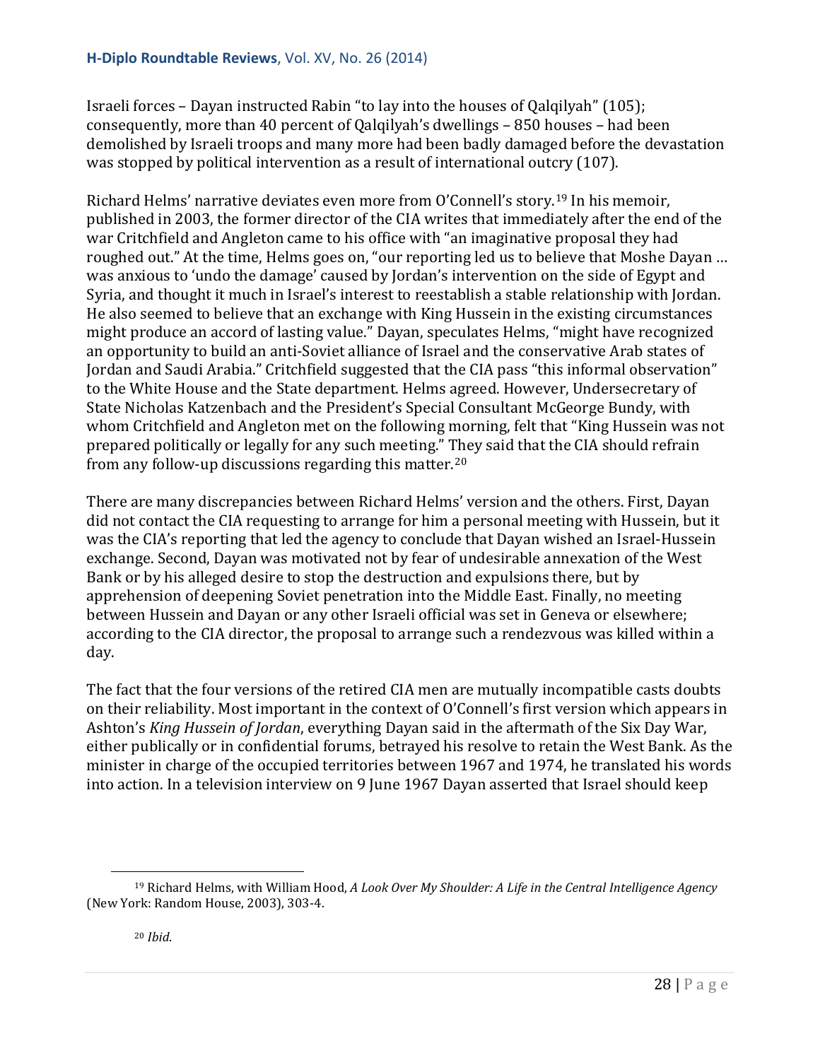Israeli forces – Dayan instructed Rabin "to lay into the houses of Qalqilyah" (105); consequently, more than 40 percent of Qalqilyah's dwellings – 850 houses – had been demolished by Israeli troops and many more had been badly damaged before the devastation was stopped by political intervention as a result of international outcry (107).

Richard Helms' narrative deviates even more from O'Connell's story.[19] In his memoir, published in 2003, the former director of the CIA writes that immediately after the end of the war Critchfield and Angleton came to his office with "an imaginative proposal they had roughed out." At the time, Helms goes on, "our reporting led us to believe that Moshe Dayan … was anxious to 'undo the damage' caused by Jordan's intervention on the side of Egypt and Syria, and thought it much in Israel's interest to reestablish a stable relationship with Jordan. He also seemed to believe that an exchange with King Hussein in the existing circumstances might produce an accord of lasting value." Dayan, speculates Helms, "might have recognized an opportunity to build an anti-Soviet alliance of Israel and the conservative Arab states of Jordan and Saudi Arabia." Critchfield suggested that the CIA pass "this informal observation" to the White House and the State department. Helms agreed. However, Undersecretary of State Nicholas Katzenbach and the President's Special Consultant McGeorge Bundy, with whom Critchfield and Angleton met on the following morning, felt that "King Hussein was not prepared politically or legally for any such meeting." They said that the CIA should refrain from any follow-up discussions regarding this matter.[20]

There are many discrepancies between Richard Helms' version and the others. First, Dayan did not contact the CIA requesting to arrange for him a personal meeting with Hussein, but it was the CIA's reporting that led the agency to conclude that Dayan wished an Israel-Hussein exchange. Second, Dayan was motivated not by fear of undesirable annexation of the West Bank or by his alleged desire to stop the destruction and expulsions there, but by apprehension of deepening Soviet penetration into the Middle East. Finally, no meeting between Hussein and Dayan or any other Israeli official was set in Geneva or elsewhere; according to the CIA director, the proposal to arrange such a rendezvous was killed within a day.

The fact that the four versions of the retired CIA men are mutually incompatible casts doubts on their reliability. Most important in the context of O'Connell's first version which appears in Ashton's *King Hussein of Jordan*, everything Dayan said in the aftermath of the Six Day War, either publically or in confidential forums, betrayed his resolve to retain the West Bank. As the minister in charge of the occupied territories between 1967 and 1974, he translated his words into action. In a television interview on 9 June 1967 Dayan asserted that Israel should keep

---

[19] Richard Helms, with William Hood, *A Look Over My Shoulder: A Life in the Central Intelligence Agency* (New York: Random House, 2003), 303-4.

[20] *Ibid*.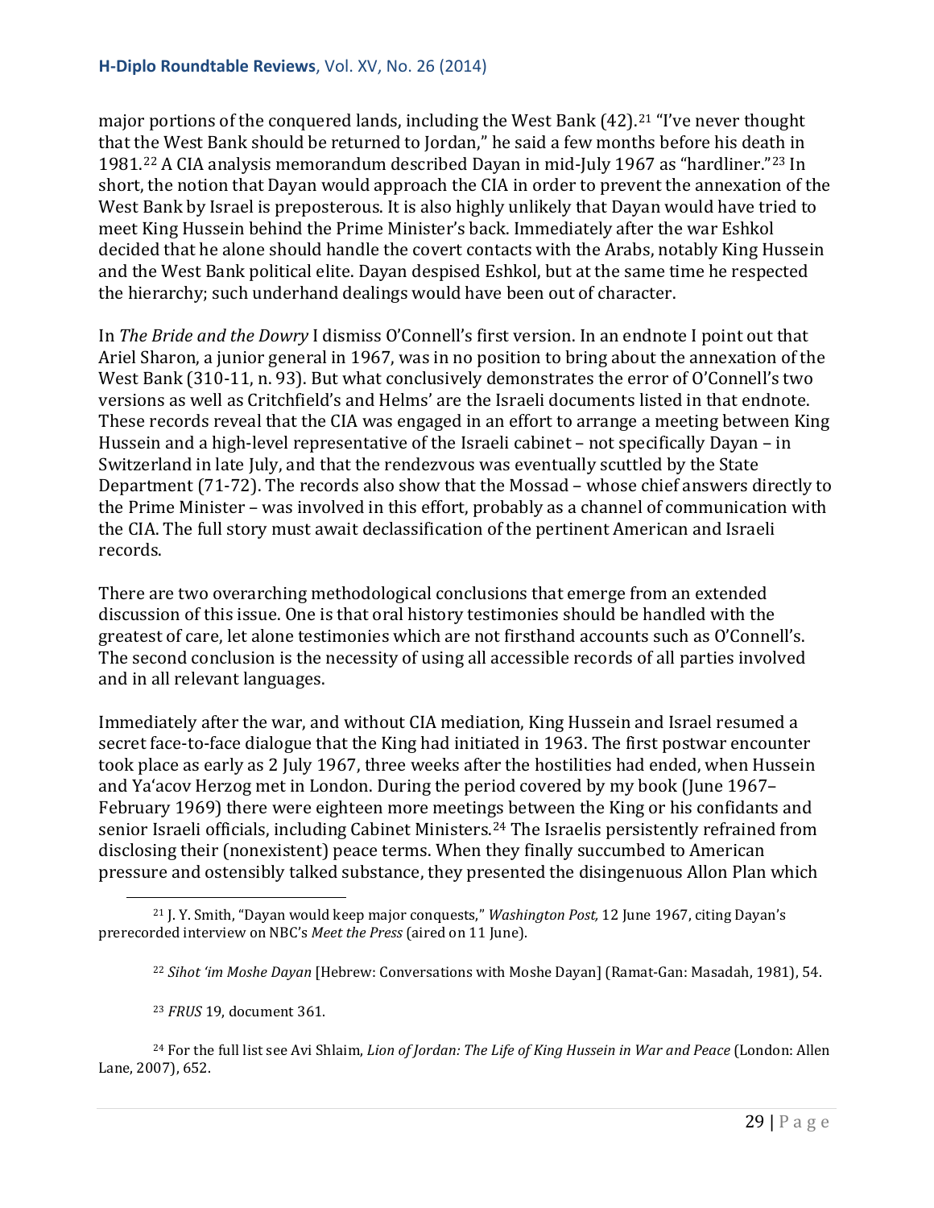major portions of the conquered lands, including the West Bank (42).[21] "I've never thought that the West Bank should be returned to Jordan," he said a few months before his death in 1981.[22] A CIA analysis memorandum described Dayan in mid-July 1967 as "hardliner."[23] In short, the notion that Dayan would approach the CIA in order to prevent the annexation of the West Bank by Israel is preposterous. It is also highly unlikely that Dayan would have tried to meet King Hussein behind the Prime Minister's back. Immediately after the war Eshkol decided that he alone should handle the covert contacts with the Arabs, notably King Hussein and the West Bank political elite. Dayan despised Eshkol, but at the same time he respected the hierarchy; such underhand dealings would have been out of character.

In *The Bride and the Dowry* I dismiss O'Connell's first version. In an endnote I point out that Ariel Sharon, a junior general in 1967, was in no position to bring about the annexation of the West Bank (310-11, n. 93). But what conclusively demonstrates the error of O'Connell's two versions as well as Critchfield's and Helms' are the Israeli documents listed in that endnote. These records reveal that the CIA was engaged in an effort to arrange a meeting between King Hussein and a high-level representative of the Israeli cabinet – not specifically Dayan – in Switzerland in late July, and that the rendezvous was eventually scuttled by the State Department (71-72). The records also show that the Mossad – whose chief answers directly to the Prime Minister – was involved in this effort, probably as a channel of communication with the CIA. The full story must await declassification of the pertinent American and Israeli records.

There are two overarching methodological conclusions that emerge from an extended discussion of this issue. One is that oral history testimonies should be handled with the greatest of care, let alone testimonies which are not firsthand accounts such as O'Connell's. The second conclusion is the necessity of using all accessible records of all parties involved and in all relevant languages.

Immediately after the war, and without CIA mediation, King Hussein and Israel resumed a secret face-to-face dialogue that the King had initiated in 1963. The first postwar encounter took place as early as 2 July 1967, three weeks after the hostilities had ended, when Hussein and Ya'acov Herzog met in London. During the period covered by my book (June 1967–February 1969) there were eighteen more meetings between the King or his confidants and senior Israeli officials, including Cabinet Ministers.[24] The Israelis persistently refrained from disclosing their (nonexistent) peace terms. When they finally succumbed to American pressure and ostensibly talked substance, they presented the disingenuous Allon Plan which

[21] J. Y. Smith, "Dayan would keep major conquests," *Washington Post,* 12 June 1967, citing Dayan's prerecorded interview on NBC's *Meet the Press* (aired on 11 June).

[22] *Sihot 'im Moshe Dayan* [Hebrew: Conversations with Moshe Dayan] (Ramat-Gan: Masadah, 1981), 54.

[23] *FRUS* 19, document 361.

[24] For the full list see Avi Shlaim, *Lion of Jordan: The Life of King Hussein in War and Peace* (London: Allen Lane, 2007), 652.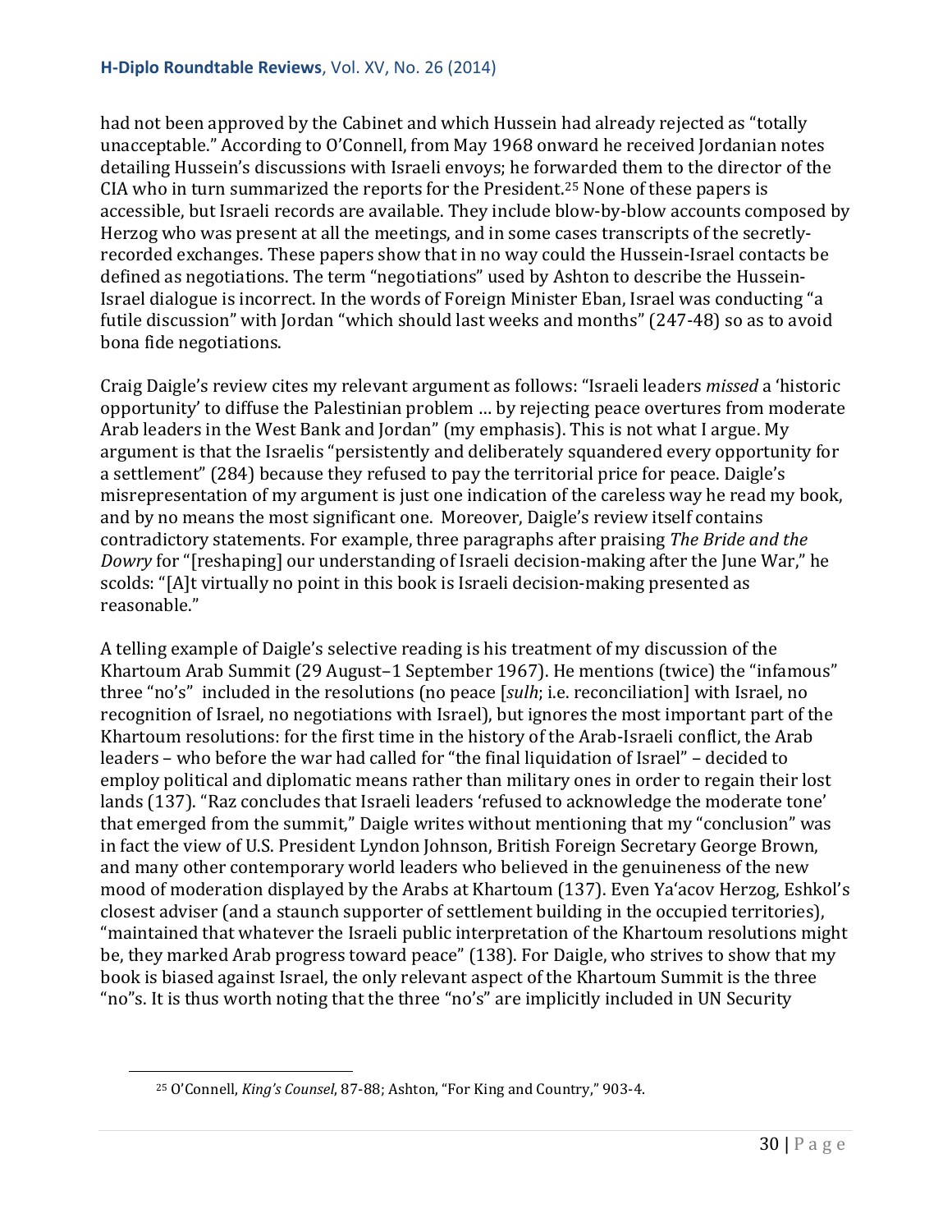had not been approved by the Cabinet and which Hussein had already rejected as "totally unacceptable." According to O'Connell, from May 1968 onward he received Jordanian notes detailing Hussein's discussions with Israeli envoys; he forwarded them to the director of the CIA who in turn summarized the reports for the President.[25] None of these papers is accessible, but Israeli records are available. They include blow-by-blow accounts composed by Herzog who was present at all the meetings, and in some cases transcripts of the secretly-recorded exchanges. These papers show that in no way could the Hussein-Israel contacts be defined as negotiations. The term "negotiations" used by Ashton to describe the Hussein-Israel dialogue is incorrect. In the words of Foreign Minister Eban, Israel was conducting "a futile discussion" with Jordan "which should last weeks and months" (247-48) so as to avoid bona fide negotiations.

Craig Daigle's review cites my relevant argument as follows: "Israeli leaders *missed* a 'historic opportunity' to diffuse the Palestinian problem … by rejecting peace overtures from moderate Arab leaders in the West Bank and Jordan" (my emphasis). This is not what I argue. My argument is that the Israelis "persistently and deliberately squandered every opportunity for a settlement" (284) because they refused to pay the territorial price for peace. Daigle's misrepresentation of my argument is just one indication of the careless way he read my book, and by no means the most significant one. Moreover, Daigle's review itself contains contradictory statements. For example, three paragraphs after praising *The Bride and the Dowry* for "[reshaping] our understanding of Israeli decision-making after the June War," he scolds: "[A]t virtually no point in this book is Israeli decision-making presented as reasonable."

A telling example of Daigle's selective reading is his treatment of my discussion of the Khartoum Arab Summit (29 August–1 September 1967). He mentions (twice) the "infamous" three "no's" included in the resolutions (no peace [*sulh*; i.e. reconciliation] with Israel, no recognition of Israel, no negotiations with Israel), but ignores the most important part of the Khartoum resolutions: for the first time in the history of the Arab-Israeli conflict, the Arab leaders – who before the war had called for "the final liquidation of Israel" – decided to employ political and diplomatic means rather than military ones in order to regain their lost lands (137). "Raz concludes that Israeli leaders 'refused to acknowledge the moderate tone' that emerged from the summit," Daigle writes without mentioning that my "conclusion" was in fact the view of U.S. President Lyndon Johnson, British Foreign Secretary George Brown, and many other contemporary world leaders who believed in the genuineness of the new mood of moderation displayed by the Arabs at Khartoum (137). Even Ya'acov Herzog, Eshkol's closest adviser (and a staunch supporter of settlement building in the occupied territories), "maintained that whatever the Israeli public interpretation of the Khartoum resolutions might be, they marked Arab progress toward peace" (138). For Daigle, who strives to show that my book is biased against Israel, the only relevant aspect of the Khartoum Summit is the three "no"s. It is thus worth noting that the three "no's" are implicitly included in UN Security

[25] O'Connell, *King's Counsel*, 87-88; Ashton, "For King and Country," 903-4.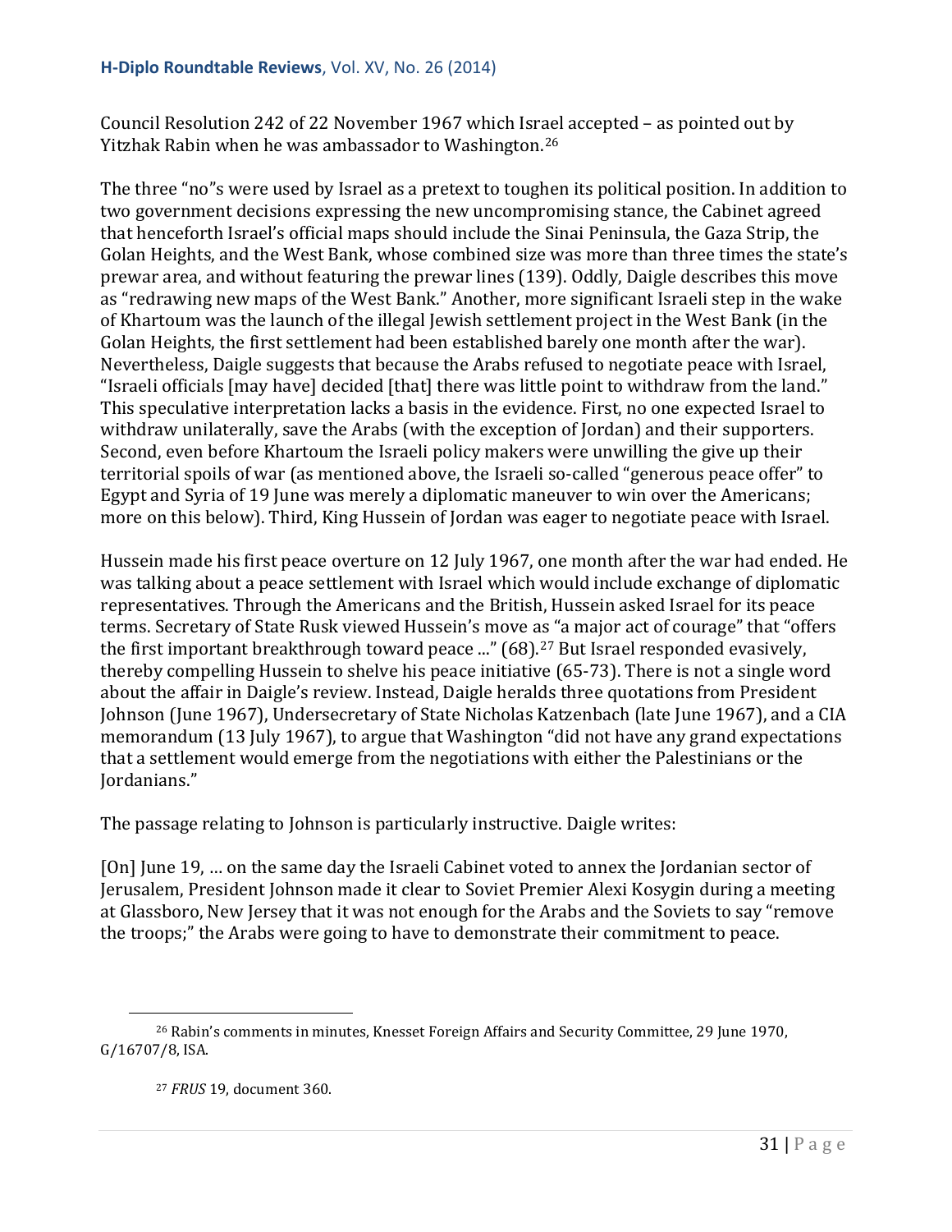Council Resolution 242 of 22 November 1967 which Israel accepted – as pointed out by Yitzhak Rabin when he was ambassador to Washington.[26]

The three "no"s were used by Israel as a pretext to toughen its political position. In addition to two government decisions expressing the new uncompromising stance, the Cabinet agreed that henceforth Israel's official maps should include the Sinai Peninsula, the Gaza Strip, the Golan Heights, and the West Bank, whose combined size was more than three times the state's prewar area, and without featuring the prewar lines (139). Oddly, Daigle describes this move as "redrawing new maps of the West Bank." Another, more significant Israeli step in the wake of Khartoum was the launch of the illegal Jewish settlement project in the West Bank (in the Golan Heights, the first settlement had been established barely one month after the war). Nevertheless, Daigle suggests that because the Arabs refused to negotiate peace with Israel, "Israeli officials [may have] decided [that] there was little point to withdraw from the land." This speculative interpretation lacks a basis in the evidence. First, no one expected Israel to withdraw unilaterally, save the Arabs (with the exception of Jordan) and their supporters. Second, even before Khartoum the Israeli policy makers were unwilling the give up their territorial spoils of war (as mentioned above, the Israeli so-called "generous peace offer" to Egypt and Syria of 19 June was merely a diplomatic maneuver to win over the Americans; more on this below). Third, King Hussein of Jordan was eager to negotiate peace with Israel.

Hussein made his first peace overture on 12 July 1967, one month after the war had ended. He was talking about a peace settlement with Israel which would include exchange of diplomatic representatives. Through the Americans and the British, Hussein asked Israel for its peace terms. Secretary of State Rusk viewed Hussein's move as "a major act of courage" that "offers the first important breakthrough toward peace ..." (68).[27] But Israel responded evasively, thereby compelling Hussein to shelve his peace initiative (65-73). There is not a single word about the affair in Daigle's review. Instead, Daigle heralds three quotations from President Johnson (June 1967), Undersecretary of State Nicholas Katzenbach (late June 1967), and a CIA memorandum (13 July 1967), to argue that Washington "did not have any grand expectations that a settlement would emerge from the negotiations with either the Palestinians or the Jordanians."

The passage relating to Johnson is particularly instructive. Daigle writes:

[On] June 19, … on the same day the Israeli Cabinet voted to annex the Jordanian sector of Jerusalem, President Johnson made it clear to Soviet Premier Alexi Kosygin during a meeting at Glassboro, New Jersey that it was not enough for the Arabs and the Soviets to say "remove the troops;" the Arabs were going to have to demonstrate their commitment to peace.

[26] Rabin's comments in minutes, Knesset Foreign Affairs and Security Committee, 29 June 1970, G/16707/8, ISA.

[27] *FRUS* 19, document 360.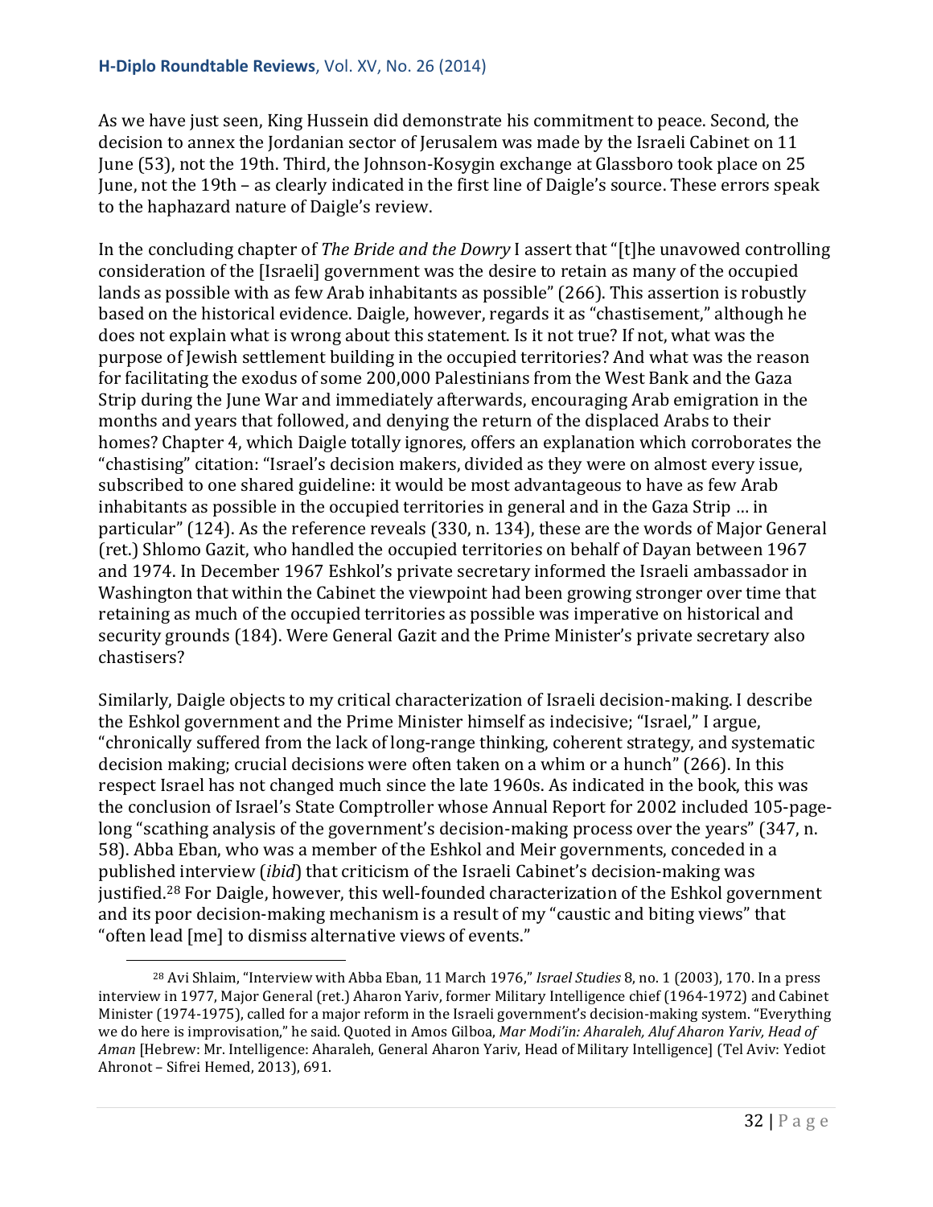As we have just seen, King Hussein did demonstrate his commitment to peace. Second, the decision to annex the Jordanian sector of Jerusalem was made by the Israeli Cabinet on 11 June (53), not the 19th. Third, the Johnson-Kosygin exchange at Glassboro took place on 25 June, not the 19th – as clearly indicated in the first line of Daigle's source. These errors speak to the haphazard nature of Daigle's review.

In the concluding chapter of *The Bride and the Dowry* I assert that "[t]he unavowed controlling consideration of the [Israeli] government was the desire to retain as many of the occupied lands as possible with as few Arab inhabitants as possible" (266). This assertion is robustly based on the historical evidence. Daigle, however, regards it as "chastisement," although he does not explain what is wrong about this statement. Is it not true? If not, what was the purpose of Jewish settlement building in the occupied territories? And what was the reason for facilitating the exodus of some 200,000 Palestinians from the West Bank and the Gaza Strip during the June War and immediately afterwards, encouraging Arab emigration in the months and years that followed, and denying the return of the displaced Arabs to their homes? Chapter 4, which Daigle totally ignores, offers an explanation which corroborates the "chastising" citation: "Israel's decision makers, divided as they were on almost every issue, subscribed to one shared guideline: it would be most advantageous to have as few Arab inhabitants as possible in the occupied territories in general and in the Gaza Strip … in particular" (124). As the reference reveals (330, n. 134), these are the words of Major General (ret.) Shlomo Gazit, who handled the occupied territories on behalf of Dayan between 1967 and 1974. In December 1967 Eshkol's private secretary informed the Israeli ambassador in Washington that within the Cabinet the viewpoint had been growing stronger over time that retaining as much of the occupied territories as possible was imperative on historical and security grounds (184). Were General Gazit and the Prime Minister's private secretary also chastisers?

Similarly, Daigle objects to my critical characterization of Israeli decision-making. I describe the Eshkol government and the Prime Minister himself as indecisive; "Israel," I argue, "chronically suffered from the lack of long-range thinking, coherent strategy, and systematic decision making; crucial decisions were often taken on a whim or a hunch" (266). In this respect Israel has not changed much since the late 1960s. As indicated in the book, this was the conclusion of Israel's State Comptroller whose Annual Report for 2002 included 105-page-long "scathing analysis of the government's decision-making process over the years" (347, n. 58). Abba Eban, who was a member of the Eshkol and Meir governments, conceded in a published interview (*ibid*) that criticism of the Israeli Cabinet's decision-making was justified.[28] For Daigle, however, this well-founded characterization of the Eshkol government and its poor decision-making mechanism is a result of my "caustic and biting views" that "often lead [me] to dismiss alternative views of events."

[28] Avi Shlaim, "Interview with Abba Eban, 11 March 1976," *Israel Studies* 8, no. 1 (2003), 170. In a press interview in 1977, Major General (ret.) Aharon Yariv, former Military Intelligence chief (1964-1972) and Cabinet Minister (1974-1975), called for a major reform in the Israeli government's decision-making system. "Everything we do here is improvisation," he said. Quoted in Amos Gilboa, *Mar Modi'in: Aharaleh, Aluf Aharon Yariv, Head of Aman* [Hebrew: Mr. Intelligence: Aharaleh, General Aharon Yariv, Head of Military Intelligence] (Tel Aviv: Yediot Ahronot – Sifrei Hemed, 2013), 691.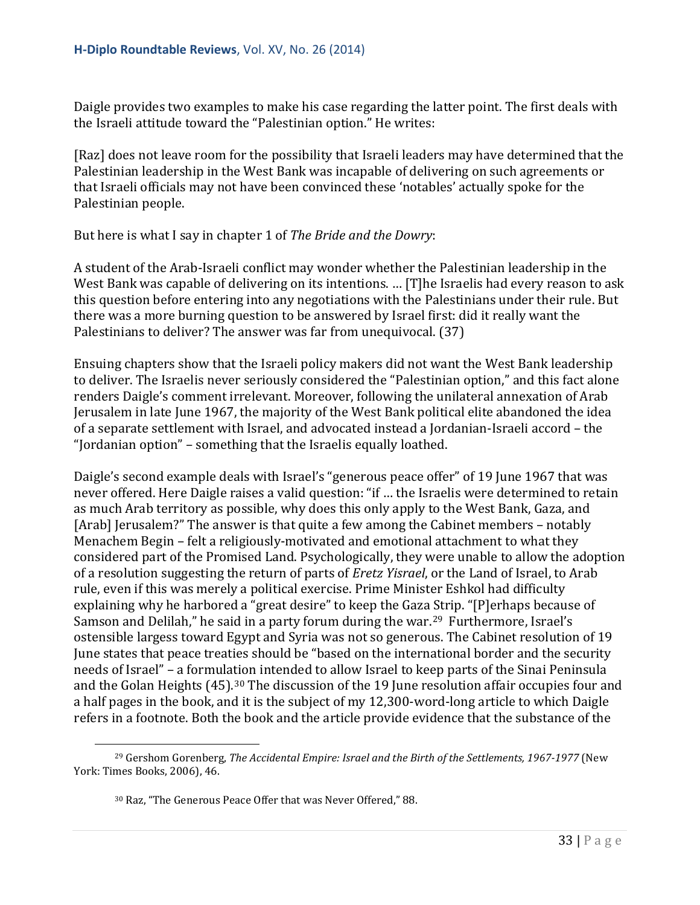Daigle provides two examples to make his case regarding the latter point. The first deals with the Israeli attitude toward the "Palestinian option." He writes:

[Raz] does not leave room for the possibility that Israeli leaders may have determined that the Palestinian leadership in the West Bank was incapable of delivering on such agreements or that Israeli officials may not have been convinced these 'notables' actually spoke for the Palestinian people.

But here is what I say in chapter 1 of *The Bride and the Dowry*:

A student of the Arab-Israeli conflict may wonder whether the Palestinian leadership in the West Bank was capable of delivering on its intentions. … [T]he Israelis had every reason to ask this question before entering into any negotiations with the Palestinians under their rule. But there was a more burning question to be answered by Israel first: did it really want the Palestinians to deliver? The answer was far from unequivocal. (37)

Ensuing chapters show that the Israeli policy makers did not want the West Bank leadership to deliver. The Israelis never seriously considered the "Palestinian option," and this fact alone renders Daigle's comment irrelevant. Moreover, following the unilateral annexation of Arab Jerusalem in late June 1967, the majority of the West Bank political elite abandoned the idea of a separate settlement with Israel, and advocated instead a Jordanian-Israeli accord – the "Jordanian option" – something that the Israelis equally loathed.

Daigle's second example deals with Israel's "generous peace offer" of 19 June 1967 that was never offered. Here Daigle raises a valid question: "if … the Israelis were determined to retain as much Arab territory as possible, why does this only apply to the West Bank, Gaza, and [Arab] Jerusalem?" The answer is that quite a few among the Cabinet members – notably Menachem Begin – felt a religiously-motivated and emotional attachment to what they considered part of the Promised Land. Psychologically, they were unable to allow the adoption of a resolution suggesting the return of parts of *Eretz Yisrael*, or the Land of Israel, to Arab rule, even if this was merely a political exercise. Prime Minister Eshkol had difficulty explaining why he harbored a "great desire" to keep the Gaza Strip. "[P]erhaps because of Samson and Delilah," he said in a party forum during the war.[29] Furthermore, Israel's ostensible largess toward Egypt and Syria was not so generous. The Cabinet resolution of 19 June states that peace treaties should be "based on the international border and the security needs of Israel" – a formulation intended to allow Israel to keep parts of the Sinai Peninsula and the Golan Heights (45).[30] The discussion of the 19 June resolution affair occupies four and a half pages in the book, and it is the subject of my 12,300-word-long article to which Daigle refers in a footnote. Both the book and the article provide evidence that the substance of the

[29] Gershom Gorenberg, *The Accidental Empire: Israel and the Birth of the Settlements, 1967-1977* (New York: Times Books, 2006), 46.

[30] Raz, "The Generous Peace Offer that was Never Offered," 88.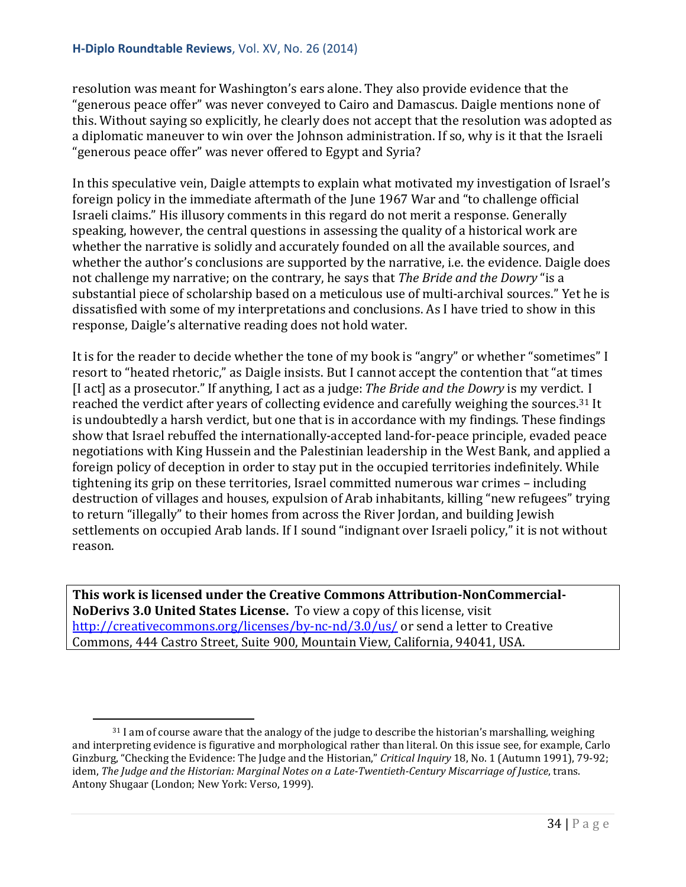resolution was meant for Washington's ears alone. They also provide evidence that the "generous peace offer" was never conveyed to Cairo and Damascus. Daigle mentions none of this. Without saying so explicitly, he clearly does not accept that the resolution was adopted as a diplomatic maneuver to win over the Johnson administration. If so, why is it that the Israeli "generous peace offer" was never offered to Egypt and Syria?

In this speculative vein, Daigle attempts to explain what motivated my investigation of Israel's foreign policy in the immediate aftermath of the June 1967 War and "to challenge official Israeli claims." His illusory comments in this regard do not merit a response. Generally speaking, however, the central questions in assessing the quality of a historical work are whether the narrative is solidly and accurately founded on all the available sources, and whether the author's conclusions are supported by the narrative, i.e. the evidence. Daigle does not challenge my narrative; on the contrary, he says that *The Bride and the Dowry* "is a substantial piece of scholarship based on a meticulous use of multi-archival sources." Yet he is dissatisfied with some of my interpretations and conclusions. As I have tried to show in this response, Daigle's alternative reading does not hold water.

It is for the reader to decide whether the tone of my book is "angry" or whether "sometimes" I resort to "heated rhetoric," as Daigle insists. But I cannot accept the contention that "at times [I act] as a prosecutor." If anything, I act as a judge: *The Bride and the Dowry* is my verdict. I reached the verdict after years of collecting evidence and carefully weighing the sources.[31] It is undoubtedly a harsh verdict, but one that is in accordance with my findings. These findings show that Israel rebuffed the internationally-accepted land-for-peace principle, evaded peace negotiations with King Hussein and the Palestinian leadership in the West Bank, and applied a foreign policy of deception in order to stay put in the occupied territories indefinitely. While tightening its grip on these territories, Israel committed numerous war crimes – including destruction of villages and houses, expulsion of Arab inhabitants, killing "new refugees" trying to return "illegally" to their homes from across the River Jordan, and building Jewish settlements on occupied Arab lands. If I sound "indignant over Israeli policy," it is not without reason.

**This work is licensed under the Creative Commons Attribution-NonCommercial-NoDerivs 3.0 United States License.** To view a copy of this license, visit http://creativecommons.org/licenses/by-nc-nd/3.0/us/ or send a letter to Creative Commons, 444 Castro Street, Suite 900, Mountain View, California, 94041, USA.

---

[31] I am of course aware that the analogy of the judge to describe the historian's marshalling, weighing and interpreting evidence is figurative and morphological rather than literal. On this issue see, for example, Carlo Ginzburg, "Checking the Evidence: The Judge and the Historian," *Critical Inquiry* 18, No. 1 (Autumn 1991), 79-92; idem, *The Judge and the Historian: Marginal Notes on a Late-Twentieth-Century Miscarriage of Justice*, trans. Antony Shugaar (London; New York: Verso, 1999).